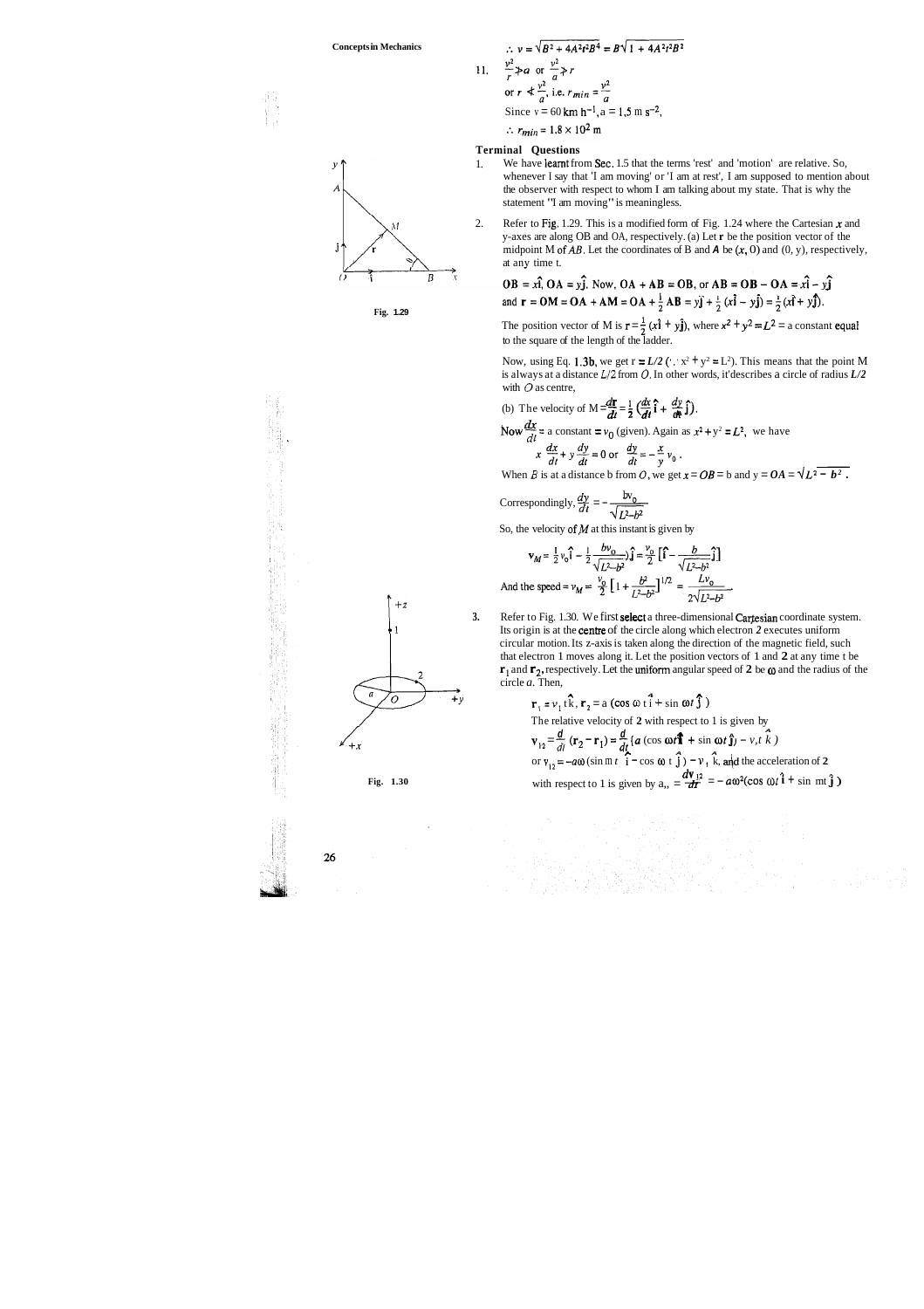$$\therefore\ v = \sqrt{B^2 + 4A^2t^2B^4} = B\sqrt{1 + 4A^2t^2B^2}$$

11. $\frac{v^2}{r} \not> a$ or $\frac{v^2}{a} \not> r$

or $r \not< \frac{v^2}{a}$, i.e. $r_{min} = \frac{v^2}{a}$

Since $v = 60\ \text{km h}^{-1}$, $a = 1.5\ \text{m s}^{-2}$,

$\therefore\ r_{min} = 1.8 \times 10^2\ \text{m}$

## Terminal Questions

1. We have learnt from Sec. 1.5 that the terms 'rest' and 'motion' are relative. So, whenever I say that 'I am moving' or 'I am at rest', I am supposed to mention about the observer with respect to whom I am talking about my state. That is why the statement "I am moving" is meaningless.

2. Refer to Fig. 1.29. This is a modified form of Fig. 1.24 where the Cartesian $x$ and y-axes are along OB and OA, respectively. (a) Let $\mathbf{r}$ be the position vector of the midpoint M of $AB$. Let the coordinates of B and $A$ be $(x, 0)$ and $(0, y)$, respectively, at any time t.

Fig. 1.29

$$\mathbf{OB} = x\hat{\mathbf{i}},\ \mathbf{OA} = y\hat{\mathbf{j}}.\ \text{Now, } \mathbf{OA} + \mathbf{AB} = \mathbf{OB},\ \text{or } \mathbf{AB} = \mathbf{OB} - \mathbf{OA} = x\hat{\mathbf{i}} - y\hat{\mathbf{j}}$$

$$\text{and } \mathbf{r} = \mathbf{OM} = \mathbf{OA} + \mathbf{AM} = \mathbf{OA} + \tfrac{1}{2}\mathbf{AB} = y\hat{\mathbf{j}} + \tfrac{1}{2}(x\hat{\mathbf{i}} - y\hat{\mathbf{j}}) = \tfrac{1}{2}(x\hat{\mathbf{i}} + y\hat{\mathbf{j}}).$$

The position vector of M is $\mathbf{r} = \frac{1}{2}(x\hat{\mathbf{i}} + y\hat{\mathbf{j}})$, where $x^2 + y^2 = L^2$ = a constant equal to the square of the length of the ladder.

Now, using Eq. 1.3b, we get $r = L/2$ ($\because x^2 + y^2 = L^2$). This means that the point M is always at a distance $L/2$ from $O$. In other words, it describes a circle of radius $L/2$ with $O$ as centre,

(b) The velocity of M $= \frac{d\mathbf{r}}{dt} = \frac{1}{2}\left(\frac{dx}{dt}\hat{\mathbf{i}} + \frac{dy}{dt}\hat{\mathbf{j}}\right)$.

Now $\frac{dx}{dt}$ = a constant $= v_0$ (given). Again as $x^2 + y^2 = L^2$, we have

$$x\frac{dx}{dt} + y\frac{dy}{dt} = 0 \text{ or } \frac{dy}{dt} = -\frac{x}{y}v_0\,.$$

When $B$ is at a distance b from $O$, we get $x = OB = b$ and $y = OA = \sqrt{L^2 - b^2}$.

Correspondingly, $\frac{dy}{dt} = -\frac{bv_0}{\sqrt{L^2 - b^2}}$

So, the velocity of $M$ at this instant is given by

$$\mathbf{v}_M = \tfrac{1}{2}v_0\hat{\mathbf{i}} - \tfrac{1}{2}\frac{bv_0}{\sqrt{L^2-b^2}}\hat{\mathbf{j}} = \frac{v_0}{2}\left[\hat{\mathbf{i}} - \frac{b}{\sqrt{L^2-b^2}}\hat{\mathbf{j}}\right]$$

$$\text{And the speed} = v_M = \frac{v_0}{2}\left[1 + \frac{b^2}{L^2-b^2}\right]^{1/2} = \frac{Lv_0}{2\sqrt{L^2-b^2}}$$

3. Refer to Fig. 1.30. We first select a three-dimensional Cartesian coordinate system. Its origin is at the centre of the circle along which electron 2 executes uniform circular motion. Its z-axis is taken along the direction of the magnetic field, such that electron 1 moves along it. Let the position vectors of 1 and 2 at any time t be $\mathbf{r}_1$ and $\mathbf{r}_2$, respectively. Let the uniform angular speed of 2 be $\omega$ and the radius of the circle $a$. Then,

Fig. 1.30

$$\mathbf{r}_1 = v_1 t\hat{\mathbf{k}},\ \mathbf{r}_2 = a(\cos\omega t\,\hat{\mathbf{i}} + \sin\omega t\,\hat{\mathbf{j}})$$

The relative velocity of 2 with respect to 1 is given by

$$\mathbf{v}_{12} = \frac{d}{dt}(\mathbf{r}_2 - \mathbf{r}_1) = \frac{d}{dt}\{a(\cos\omega t\,\hat{\mathbf{i}} + \sin\omega t\,\hat{\mathbf{j}}) - v_1 t\,\hat{\mathbf{k}}\}$$

or $\mathbf{v}_{12} = -a\omega(\sin\omega t\,\hat{\mathbf{i}} - \cos\omega t\,\hat{\mathbf{j}}) - v_1\hat{\mathbf{k}}$, and the acceleration of 2 with respect to 1 is given by $\mathbf{a}_{12} = \frac{d\mathbf{v}_{12}}{dt} = -a\omega^2(\cos\omega t\,\hat{\mathbf{i}} + \sin\omega t\,\hat{\mathbf{j}})$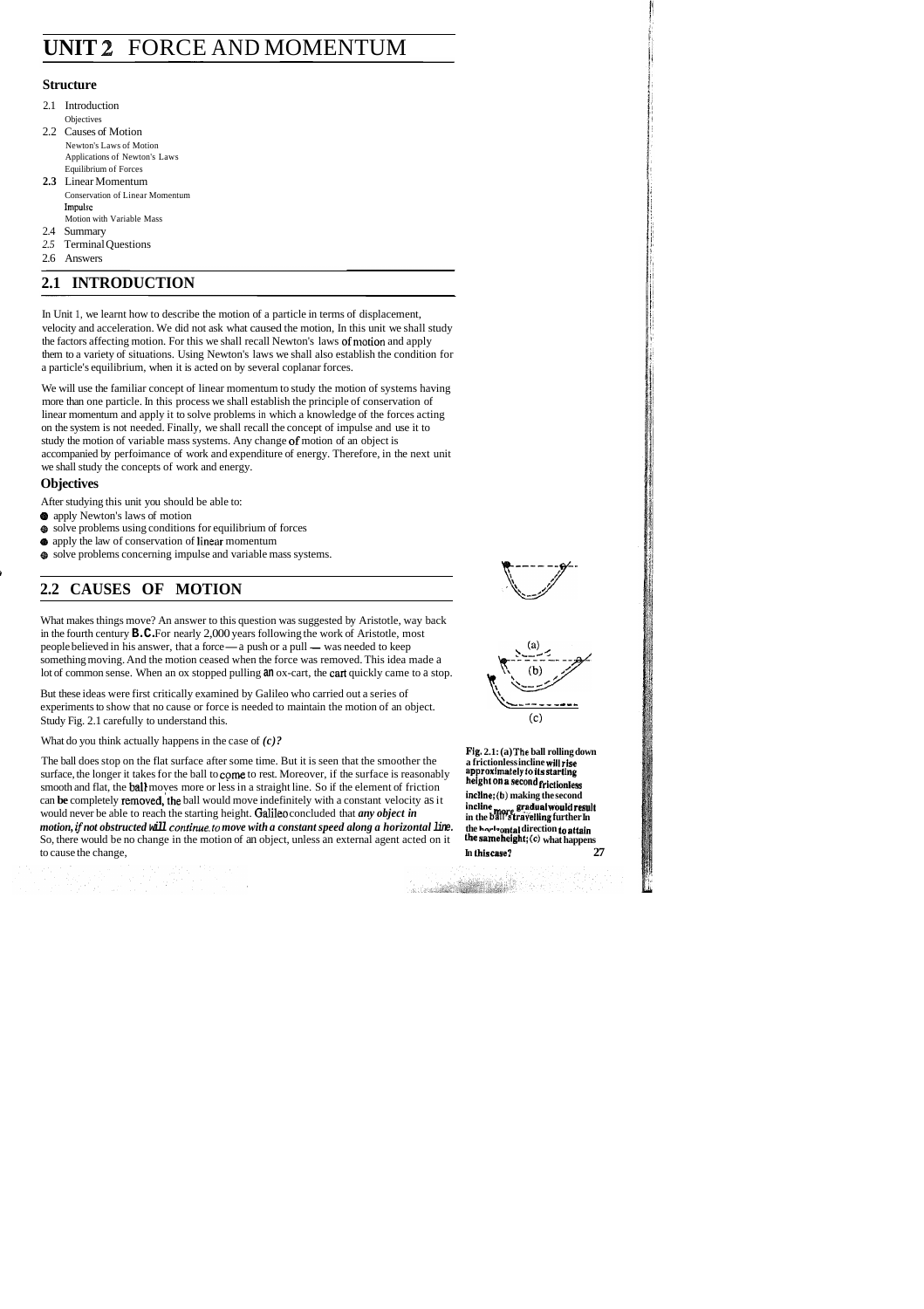# UNIT 2 FORCE AND MOMENTUM

### Structure

2.1 Introduction
  Objectives
2.2 Causes of Motion
  Newton's Laws of Motion
  Applications of Newton's Laws
  Equilibrium of Forces
**2.3** Linear Momentum
  Conservation of Linear Momentum
  Impulse
  Motion with Variable Mass
2.4 Summary
2.5 Terminal Questions
2.6 Answers

## 2.1 INTRODUCTION

In Unit 1, we learnt how to describe the motion of a particle in terms of displacement, velocity and acceleration. We did not ask what caused the motion, In this unit we shall study the factors affecting motion. For this we shall recall Newton's laws of motion and apply them to a variety of situations. Using Newton's laws we shall also establish the condition for a particle's equilibrium, when it is acted on by several coplanar forces.

We will use the familiar concept of linear momentum to study the motion of systems having more than one particle. In this process we shall establish the principle of conservation of linear momentum and apply it to solve problems in which a knowledge of the forces acting on the system is not needed. Finally, we shall recall the concept of impulse and use it to study the motion of variable mass systems. Any change of motion of an object is accompanied by perfoimance of work and expenditure of energy. Therefore, in the next unit we shall study the concepts of work and energy.

### Objectives

After studying this unit you should be able to:

- apply Newton's laws of motion
- solve problems using conditions for equilibrium of forces
- apply the law of conservation of linear momentum
- solve problems concerning impulse and variable mass systems.

## 2.2 CAUSES OF MOTION

What makes things move? An answer to this question was suggested by Aristotle, way back in the fourth century **B.C.** For nearly 2,000 years following the work of Aristotle, most people believed in his answer, that a force — a push or a pull — was needed to keep something moving. And the motion ceased when the force was removed. This idea made a lot of common sense. When an ox stopped pulling an ox-cart, the cart quickly came to a stop.

But these ideas were first critically examined by Galileo who carried out a series of experiments to show that no cause or force is needed to maintain the motion of an object. Study Fig. 2.1 carefully to understand this.

What do you think actually happens in the case of *(c)?*

The ball does stop on the flat surface after some time. But it is seen that the smoother the surface, the longer it takes for the ball to come to rest. Moreover, if the surface is reasonably smooth and flat, the ball moves more or less in a straight line. So if the element of friction can **be** completely removed, the ball would move indefinitely with a constant velocity as it would never be able to reach the starting height. Galileo concluded that ***any object in motion, if not obstructed will continue to move with a constant speed along a horizontal line.*** So, there would be no change in the motion of an object, unless an external agent acted on it to cause the change,

**Fig. 2.1: (a) The ball rolling down a frictionless incline will rise approximately to its starting height on a second frictionless incline; (b) making the second incline more gradual would result in the ball's travelling further in the horizontal direction to attain the same height; (c) what happens in this case?**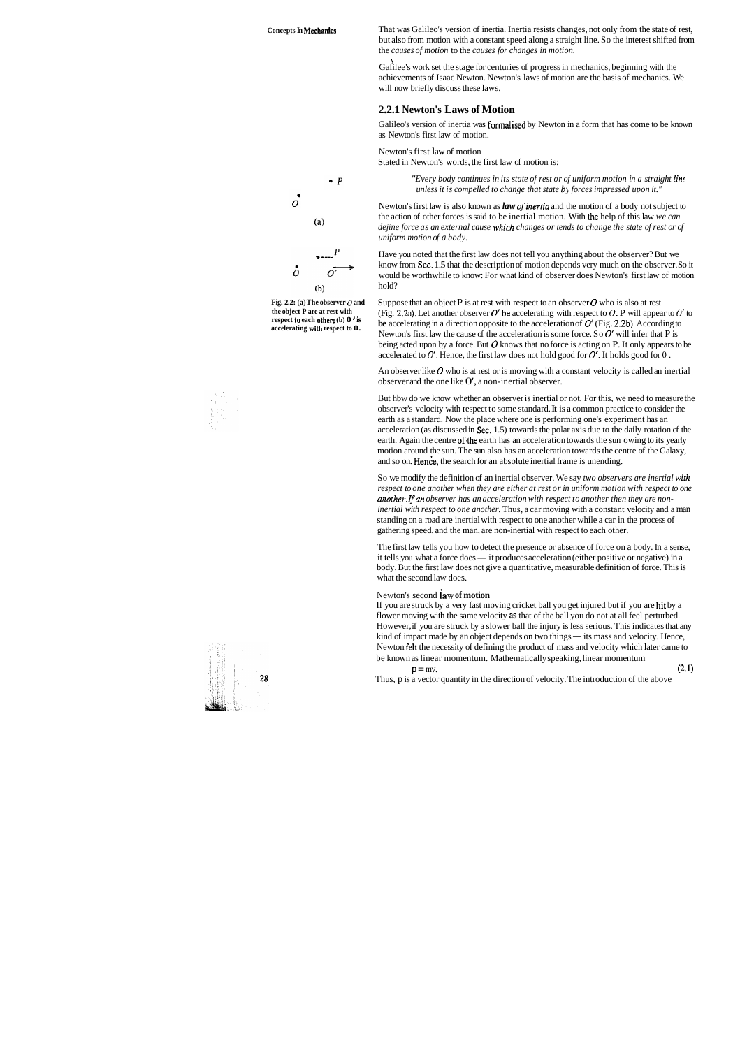That was Galileo's version of inertia. Inertia resists changes, not only from the state of rest, but also from motion with a constant speed along a straight line. So the interest shifted from the *causes of motion* to the *causes for changes in motion.*

Galilee's work set the stage for centuries of progress in mechanics, beginning with the achievements of Isaac Newton. Newton's laws of motion are the basis of mechanics. We will now briefly discuss these laws.

### 2.2.1 Newton's Laws of Motion

Galileo's version of inertia was formalised by Newton in a form that has come to be known as Newton's first law of motion.

Newton's first **law** of motion

Stated in Newton's words, the first law of motion is:

> *"Every body continues in its state of rest or of uniform motion in a straight line unless it is compelled to change that state by forces impressed upon it."*

Newton's first law is also known as ***law of inertia*** and the motion of a body not subject to the action of other forces is said to be inertial motion. With the help of this law *we can define force as an external cause which changes or tends to change the state of rest or of uniform motion of a body.*

Have you noted that the first law does not tell you anything about the observer? But we know from Sec. 1.5 that the description of motion depends very much on the observer. So it would be worthwhile to know: For what kind of observer does Newton's first law of motion hold?

Fig. 2.2: (a) The observer $O$ and the object P are at rest with respect to each other; (b) $O'$ is accelerating with respect to $O$.

Suppose that an object P is at rest with respect to an observer $O$ who is also at rest (Fig. 2.2a). Let another observer $O'$ be accelerating with respect to $O$. P will appear to $O'$ to be accelerating in a direction opposite to the acceleration of $O'$ (Fig. 2.2b). According to Newton's first law the cause of the acceleration is some force. So $O'$ will infer that P is being acted upon by a force. But $O$ knows that no force is acting on P. It only appears to be accelerated to $O'$. Hence, the first law does not hold good for $O'$. It holds good for $O$.

An observer like $O$ who is at rest or is moving with a constant velocity is called an inertial observer and the one like $O'$, a non-inertial observer.

But how do we know whether an observer is inertial or not. For this, we need to measure the observer's velocity with respect to some standard. It is a common practice to consider the earth as a standard. Now the place where one is performing one's experiment has an acceleration (as discussed in Sec. 1.5) towards the polar axis due to the daily rotation of the earth. Again the centre of the earth has an acceleration towards the sun owing to its yearly motion around the sun. The sun also has an acceleration towards the centre of the Galaxy, and so on. Hence, the search for an absolute inertial frame is unending.

So we modify the definition of an inertial observer. We say *two observers are inertial with respect to one another when they are either at rest or in uniform motion with respect to one another. If an observer has an acceleration with respect to another then they are non-inertial with respect to one another.* Thus, a car moving with a constant velocity and a man standing on a road are inertial with respect to one another while a car in the process of gathering speed, and the man, are non-inertial with respect to each other.

The first law tells you how to detect the presence or absence of force on a body. In a sense, it tells you what a force does — it produces acceleration (either positive or negative) in a body. But the first law does not give a quantitative, measurable definition of force. This is what the second law does.

Newton's second **law of motion**

If you are struck by a very fast moving cricket ball you get injured but if you are hit by a flower moving with the same velocity as that of the ball you do not at all feel perturbed. However, if you are struck by a slower ball the injury is less serious. This indicates that any kind of impact made by an object depends on two things — its mass and velocity. Hence, Newton felt the necessity of defining the product of mass and velocity which later came to be known as linear momentum. Mathematically speaking, linear momentum

$$\mathbf{p} = m\mathbf{v}. \tag{2.1}$$

Thus, $\mathbf{p}$ is a vector quantity in the direction of velocity. The introduction of the above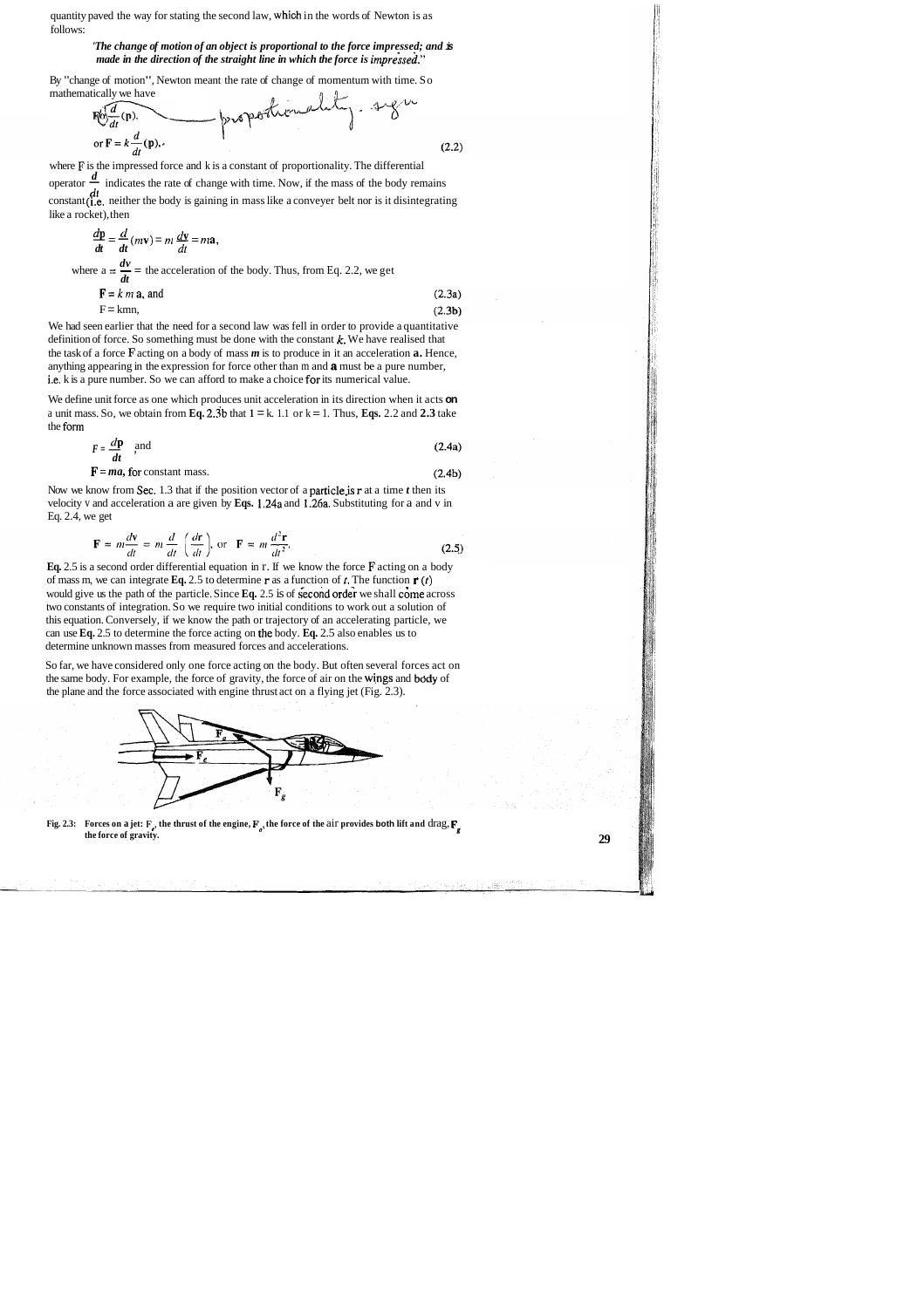quantity paved the way for stating the second law, which in the words of Newton is as follows:

> ***'The change of motion of an object is proportional to the force impressed; and is made in the direction of the straight line in which the force is impressed."***

By "change of motion", Newton meant the rate of change of momentum with time. So mathematically we have

$$\mathbf{F} \propto \frac{d}{dt}(\mathbf{p}).$$

$$\text{or } \mathbf{F} = k\frac{d}{dt}(\mathbf{p}), \tag{2.2}$$

where $\mathbf{F}$ is the impressed force and k is a constant of proportionality. The differential operator $\frac{d}{dt}$ indicates the rate of change with time. Now, if the mass of the body remains constant (i.e. neither the body is gaining in mass like a conveyer belt nor is it disintegrating like a rocket), then

$$\frac{d\mathbf{p}}{dt} = \frac{d}{dt}(m\mathbf{v}) = m\frac{d\mathbf{v}}{dt} = m\mathbf{a},$$

where $\mathbf{a} = \frac{d\mathbf{v}}{dt}$ = the acceleration of the body. Thus, from Eq. 2.2, we get

$$\mathbf{F} = k\,m\,\mathbf{a}, \text{ and} \tag{2.3a}$$

$$F = kma, \tag{2.3b}$$

We had seen earlier that the need for a second law was fell in order to provide a quantitative definition of force. So something must be done with the constant $k$. We have realised that the task of a force $\mathbf{F}$ acting on a body of mass $m$ is to produce in it an acceleration $\mathbf{a}$. Hence, anything appearing in the expression for force other than m and $\mathbf{a}$ must be a pure number, i.e. k is a pure number. So we can afford to make a choice for its numerical value.

We define unit force as one which produces unit acceleration in its direction when it acts on a unit mass. So, we obtain from **Eq. 2.3b** that $1 = k.1.1$ or $k = 1$. Thus, **Eqs.** 2.2 and **2.3** take the form

$$F = \frac{d\mathbf{p}}{dt}, \text{ and} \tag{2.4a}$$

$$\mathbf{F} = m\mathbf{a}, \text{ for constant mass.} \tag{2.4b}$$

Now we know from Sec. 1.3 that if the position vector of a particle is $\mathbf{r}$ at a time $t$ then its velocity v and acceleration a are given by **Eqs.** 1.24a and 1.26a. Substituting for a and v in Eq. 2.4, we get

$$\mathbf{F} = m\frac{d\mathbf{v}}{dt} = m\frac{d}{dt}\left(\frac{d\mathbf{r}}{dt}\right), \text{ or } \mathbf{F} = m\frac{d^2\mathbf{r}}{dt^2}. \tag{2.5}$$

**Eq.** 2.5 is a second order differential equation in $\mathbf{r}$. If we know the force $\mathbf{F}$ acting on a body of mass m, we can integrate **Eq.** 2.5 to determine $\mathbf{r}$ as a function of $t$. The function $\mathbf{r}(t)$ would give us the path of the particle. Since **Eq.** 2.5 is of second order we shall come across two constants of integration. So we require two initial conditions to work out a solution of this equation. Conversely, if we know the path or trajectory of an accelerating particle, we can use **Eq.** 2.5 to determine the force acting on the body. **Eq.** 2.5 also enables us to determine unknown masses from measured forces and accelerations.

So far, we have considered only one force acting on the body. But often several forces act on the same body. For example, the force of gravity, the force of air on the wings and body of the plane and the force associated with engine thrust act on a flying jet (Fig. 2.3).

**Fig. 2.3: Forces on a jet: $\mathbf{F}_e$, the thrust of the engine, $\mathbf{F}_a$, the force of the air provides both lift and drag, $\mathbf{F}_g$ the force of gravity.**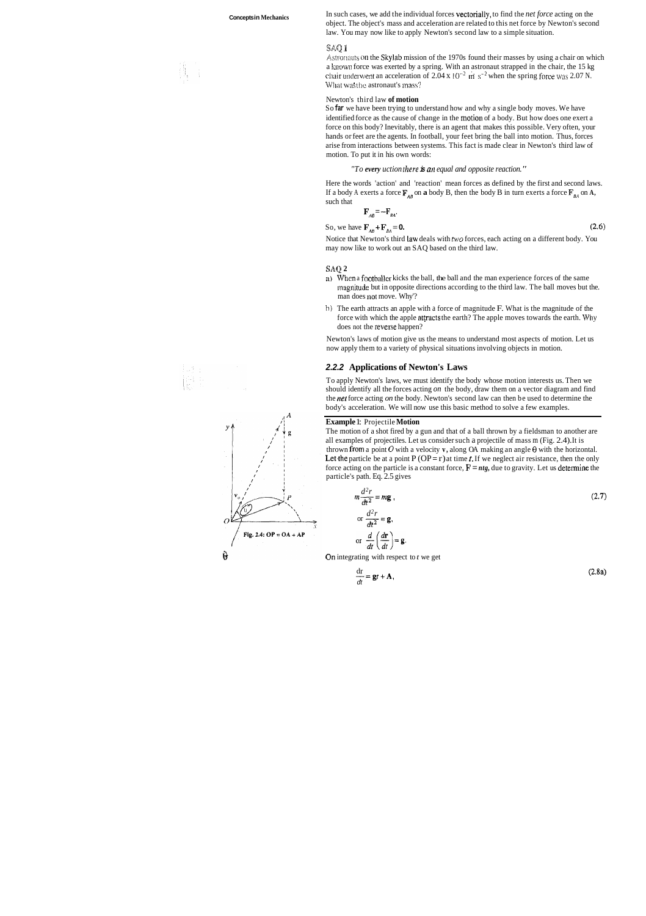In such cases, we add the individual forces vectorially, to find the *net force* acting on the object. The object's mass and acceleration are related to this net force by Newton's second law. You may now like to apply Newton's second law to a simple situation.

**SAQ 1**

Astronauts on the Skylab mission of the 1970s found their masses by using a chair on which a known force was exerted by a spring. With an astronaut strapped in the chair, the 15 kg chair underwent an acceleration of $2.04 \times 10^{-2}$ m s$^{-2}$ when the spring force was 2.07 N. What was the astronaut's mass?

**Newton's third law of motion**

So far we have been trying to understand how and why a single body moves. We have identified force as the cause of change in the motion of a body. But how does one exert a force on this body? Inevitably, there is an agent that makes this possible. Very often, your hands or feet are the agents. In football, your feet bring the ball into motion. Thus, forces arise from interactions between systems. This fact is made clear in Newton's third law of motion. To put it in his own words:

*"To every action there is an equal and opposite reaction."*

Here the words 'action' and 'reaction' mean forces as defined by the first and second laws. If a body A exerts a force $\mathbf{F}_{AB}$ on a body B, then the body B in turn exerts a force $\mathbf{F}_{BA}$ on A, such that

$$\mathbf{F}_{AB} = -\mathbf{F}_{BA}.$$

So, we have

$$\mathbf{F}_{AB} + \mathbf{F}_{BA} = \mathbf{0}. \tag{2.6}$$

Notice that Newton's third law deals with *two* forces, each acting on a different body. You may now like to work out an SAQ based on the third law.

**SAQ 2**

a) When a footballer kicks the ball, the ball and the man experience forces of the same magnitude but in opposite directions according to the third law. The ball moves but the man does not move. Why?

b) The earth attracts an apple with a force of magnitude F. What is the magnitude of the force with which the apple attracts the earth? The apple moves towards the earth. Why does not the reverse happen?

Newton's laws of motion give us the means to understand most aspects of motion. Let us now apply them to a variety of physical situations involving objects in motion.

### 2.2.2 Applications of Newton's Laws

To apply Newton's laws, we must identify the body whose motion interests us. Then we should identify all the forces acting *on* the body, draw them on a vector diagram and find the *net* force acting *on* the body. Newton's second law can then be used to determine the body's acceleration. We will now use this basic method to solve a few examples.

**Example 1: Projectile Motion**

The motion of a shot fired by a gun and that of a ball thrown by a fieldsman to another are all examples of projectiles. Let us consider such a projectile of mass m (Fig. 2.4). It is thrown from a point $O$ with a velocity $\mathbf{v}_0$ along OA making an angle $\theta$ with the horizontal. Let the particle be at a point P ($OP = \mathbf{r}$) at time $t$. If we neglect air resistance, then the only force acting on the particle is a constant force, $\mathbf{F} = m\mathbf{g}$, due to gravity. Let us determine the particle's path. Eq. 2.5 gives

Fig. 2.4: OP = OA + AP

$$m\frac{d^2\mathbf{r}}{dt^2} = m\mathbf{g}, \tag{2.7}$$

$$\text{or } \frac{d^2\mathbf{r}}{dt^2} = \mathbf{g},$$

$$\text{or } \frac{d}{dt}\left(\frac{d\mathbf{r}}{dt}\right) = \mathbf{g}.$$

On integrating with respect to $t$ we get

$$\frac{d\mathbf{r}}{dt} = \mathbf{g}t + \mathbf{A}, \tag{2.8a}$$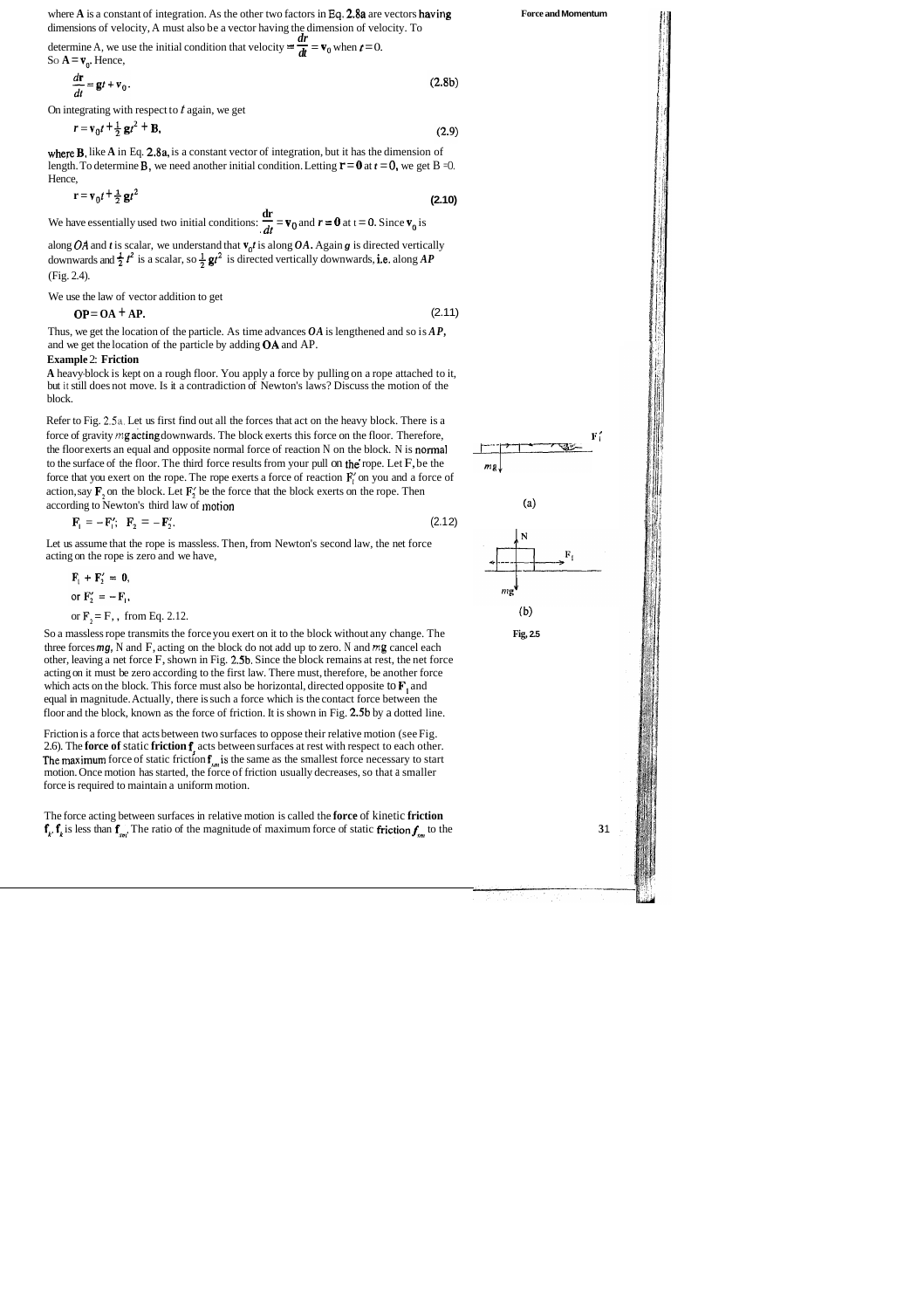where **A** is a constant of integration. As the other two factors in Eq. 2.8a are vectors having dimensions of velocity, A must also be a vector having the dimension of velocity. To determine A, we use the initial condition that velocity $= \frac{d\mathbf{r}}{dt} = \mathbf{v}_0$ when $t = 0$.

So $\mathbf{A} = \mathbf{v}_0$. Hence,

$$\frac{d\mathbf{r}}{dt} = \mathbf{g}t + \mathbf{v}_0. \tag{2.8b}$$

On integrating with respect to $t$ again, we get

$$\mathbf{r} = \mathbf{v}_0 t + \frac{1}{2}\mathbf{g}t^2 + \mathbf{B}, \tag{2.9}$$

where **B**, like **A** in Eq. 2.8a, is a constant vector of integration, but it has the dimension of length. To determine **B**, we need another initial condition. Letting $\mathbf{r} = \mathbf{0}$ at $t = 0$, we get $\mathbf{B} = 0$. Hence,

$$\mathbf{r} = \mathbf{v}_0 t + \frac{1}{2}\mathbf{g}t^2 \tag{2.10}$$

We have essentially used two initial conditions: $\frac{d\mathbf{r}}{dt} = \mathbf{v}_0$ and $\mathbf{r} = \mathbf{0}$ at $t = 0$. Since $\mathbf{v}_0$ is along $OA$ and $t$ is scalar, we understand that $\mathbf{v}_0 t$ is along $OA$. Again $\mathbf{g}$ is directed vertically downwards and $\frac{1}{2}t^2$ is a scalar, so $\frac{1}{2}\mathbf{g}t^2$ is directed vertically downwards, i.e. along $AP$ (Fig. 2.4).

We use the law of vector addition to get

$$\mathbf{OP} = \mathbf{OA} + \mathbf{AP}. \tag{2.11}$$

Thus, we get the location of the particle. As time advances $OA$ is lengthened and so is $AP$, and we get the location of the particle by adding **OA** and AP.

**Example 2: Friction**

**A** heavy block is kept on a rough floor. You apply a force by pulling on a rope attached to it, but it still does not move. Is it a contradiction of Newton's laws? Discuss the motion of the block.

Refer to Fig. 2.5a. Let us first find out all the forces that act on the heavy block. There is a force of gravity $m\mathbf{g}$ acting downwards. The block exerts this force on the floor. Therefore, the floor exerts an equal and opposite normal force of reaction N on the block. N is normal to the surface of the floor. The third force results from your pull on the rope. Let $\mathbf{F}_1$ be the force that you exert on the rope. The rope exerts a force of reaction $\mathbf{F}_1'$ on you and a force of action, say $\mathbf{F}_2$ on the block. Let $\mathbf{F}_2'$ be the force that the block exerts on the rope. Then according to Newton's third law of motion

$$\mathbf{F}_1 = -\mathbf{F}_1'; \quad \mathbf{F}_2 = -\mathbf{F}_2'. \tag{2.12}$$

Let us assume that the rope is massless. Then, from Newton's second law, the net force acting on the rope is zero and we have,

$$\mathbf{F}_1 + \mathbf{F}_2' = \mathbf{0},$$

$$\text{or } \mathbf{F}_2' = -\mathbf{F}_1,$$

or $\mathbf{F}_2 = \mathbf{F}_1$, from Eq. 2.12.

So a massless rope transmits the force you exert on it to the block without any change. The three forces $m\mathbf{g}$, N and $\mathbf{F}_1$ acting on the block do not add up to zero. N and $m\mathbf{g}$ cancel each other, leaving a net force $\mathbf{F}_1$ shown in Fig. 2.5b. Since the block remains at rest, the net force acting on it must be zero according to the first law. There must, therefore, be another force which acts on the block. This force must also be horizontal, directed opposite to $\mathbf{F}_1$ and equal in magnitude. Actually, there is such a force which is the contact force between the floor and the block, known as the force of friction. It is shown in Fig. 2.5b by a dotted line.

Fig. 2.5

Friction is a force that acts between two surfaces to oppose their relative motion (see Fig. 2.6). The **force of** static **friction** $\mathbf{f}_s$ acts between surfaces at rest with respect to each other. The maximum force of static friction $\mathbf{f}_{sm}$ is the same as the smallest force necessary to start motion. Once motion has started, the force of friction usually decreases, so that a smaller force is required to maintain a uniform motion.

The force acting between surfaces in relative motion is called the **force** of kinetic **friction** $\mathbf{f}_k$. $\mathbf{f}_k$ is less than $\mathbf{f}_{sm}$. The ratio of the magnitude of maximum force of static friction $f_{sm}$ to the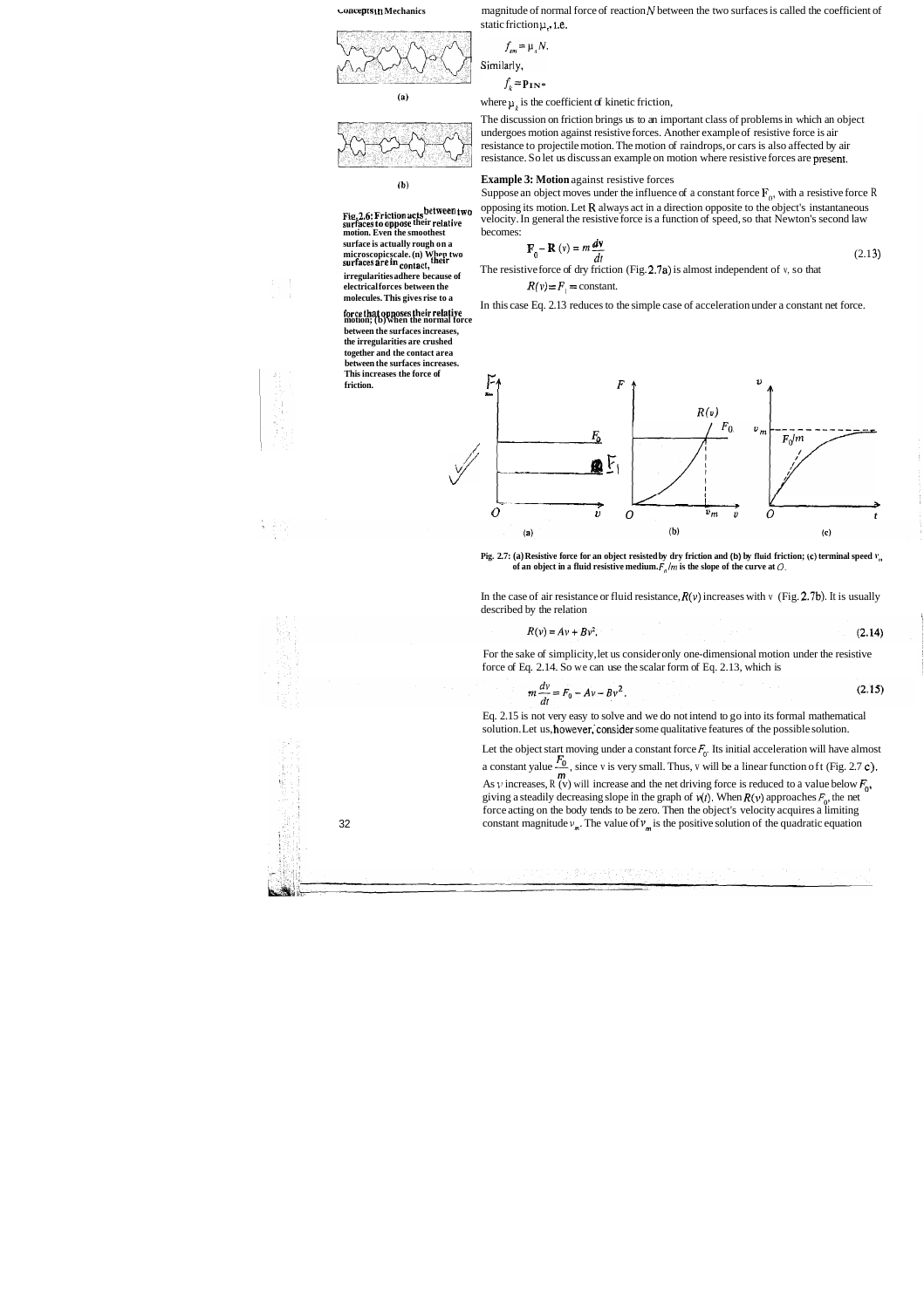magnitude of normal force of reaction $N$ between the two surfaces is called the coefficient of static friction $\mu_s$, i.e.

$$f_{sm} = \mu_s N.$$

Similarly,

$$f_k = \mu_k N,$$

where $\mu_k$ is the coefficient of kinetic friction,

The discussion on friction brings us to an important class of problems in which an object undergoes motion against resistive forces. Another example of resistive force is air resistance to projectile motion. The motion of raindrops, or cars is also affected by air resistance. So let us discuss an example on motion where resistive forces are present.

**Fig. 2.6: Friction acts between two surfaces to oppose their relative motion. Even the smoothest surface is actually rough on a microscopic scale. (a) When two surfaces are in contact, their irregularities adhere because of electrical forces between the molecules. This gives rise to a force that opposes their relative motion; (b) when the normal force between the surfaces increases, the irregularities are crushed together and the contact area between the surfaces increases. This increases the force of friction.**

**Example 3: Motion** against resistive forces

Suppose an object moves under the influence of a constant force $\mathbf{F}_0$, with a resistive force $\mathbf{R}$ opposing its motion. Let $\mathbf{R}$ always act in a direction opposite to the object's instantaneous velocity. In general the resistive force is a function of speed, so that Newton's second law becomes:

$$\mathbf{F}_0 - \mathbf{R}(v) = m\frac{d\mathbf{v}}{dt} \tag{2.13}$$

The resistive force of dry friction (Fig. 2.7a) is almost independent of $v$, so that

$$R(v) = F_1 = \text{constant}.$$

In this case Eq. 2.13 reduces to the simple case of acceleration under a constant net force.

**Fig. 2.7: (a) Resistive force for an object resisted by dry friction and (b) by fluid friction; (c) terminal speed $v_m$ of an object in a fluid resistive medium. $F_0/m$ is the slope of the curve at $O$.**

In the case of air resistance or fluid resistance, $R(v)$ increases with $v$ (Fig. 2.7b). It is usually described by the relation

$$R(v) = Av + Bv^2. \tag{2.14}$$

For the sake of simplicity, let us consider only one-dimensional motion under the resistive force of Eq. 2.14. So we can use the scalar form of Eq. 2.13, which is

$$m\frac{dv}{dt} = F_0 - Av - Bv^2. \tag{2.15}$$

Eq. 2.15 is not very easy to solve and we do not intend to go into its formal mathematical solution. Let us, however, consider some qualitative features of the possible solution.

Let the object start moving under a constant force $F_0$. Its initial acceleration will have almost a constant value $\frac{F_0}{m}$, since $v$ is very small. Thus, $v$ will be a linear function of $t$ (Fig. 2.7 c). As $v$ increases, $R(v)$ will increase and the net driving force is reduced to a value below $F_0$, giving a steadily decreasing slope in the graph of $v(t)$. When $R(v)$ approaches $F_0$, the net force acting on the body tends to be zero. Then the object's velocity acquires a limiting constant magnitude $v_m$. The value of $v_m$ is the positive solution of the quadratic equation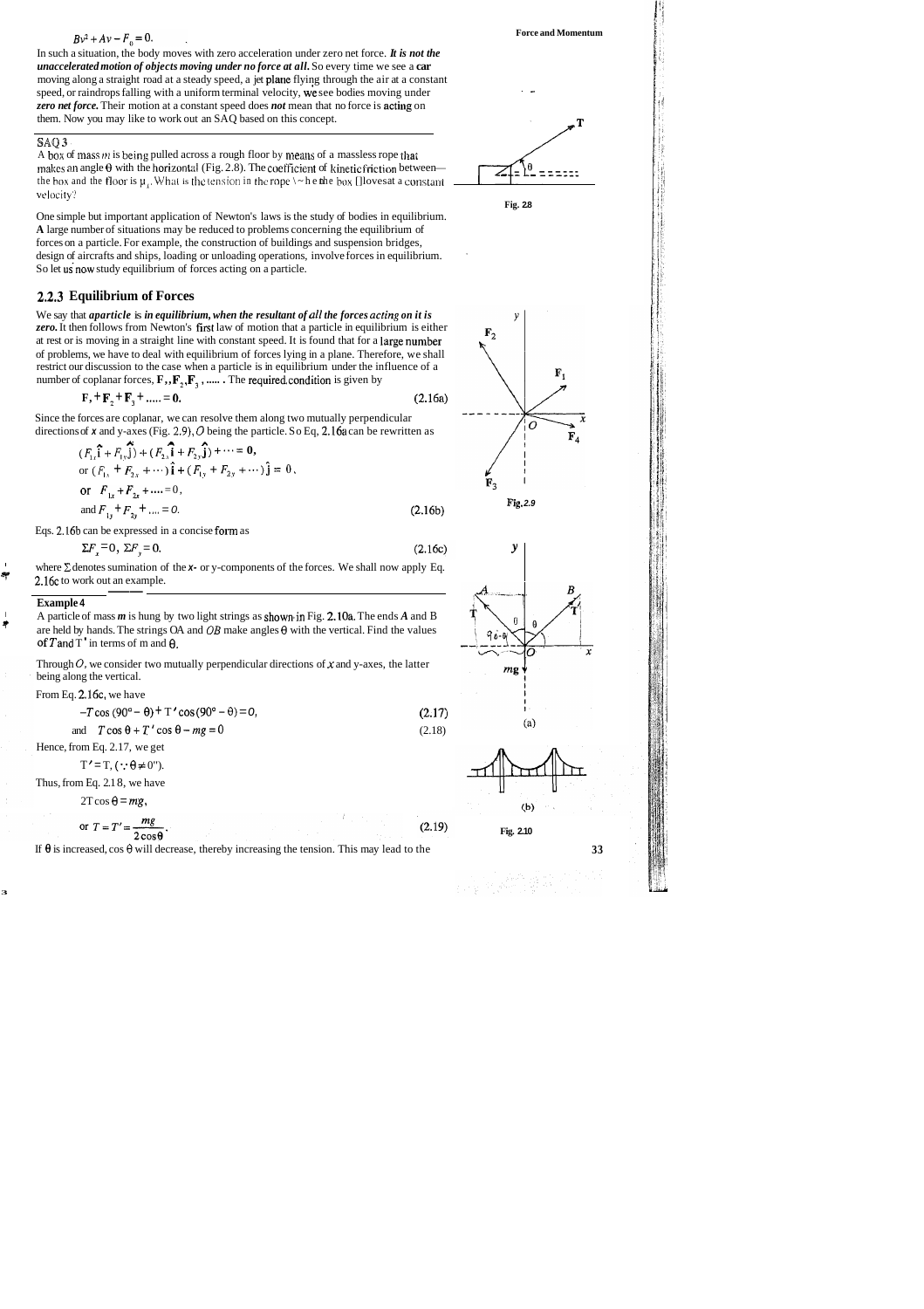$$Bv^2 + Av - F_0 = 0.$$

In such a situation, the body moves with zero acceleration under zero net force. ***It is not the unaccelerated motion of objects moving under no force at all.*** So every time we see a **car** moving along a straight road at a steady speed, a jet plane flying through the air at a constant speed, or raindrops falling with a uniform terminal velocity, we see bodies moving under ***zero net force.*** Their motion at a constant speed does ***not*** mean that no force is acting on them. Now you may like to work out an SAQ based on this concept.

**SAQ 3**

A box of mass $m$ is being pulled across a rough floor by means of a massless rope that makes an angle θ with the horizontal (Fig. 2.8). The coefficient of kinetic friction between the box and the floor is $\mu_k$. What is the tension in the rope when the box moves at a constant velocity?

Fig. 2.8

One simple but important application of Newton's laws is the study of bodies in equilibrium. **A** large number of situations may be reduced to problems concerning the equilibrium of forces on a particle. For example, the construction of buildings and suspension bridges, design of aircrafts and ships, loading or unloading operations, involve forces in equilibrium. So let us now study equilibrium of forces acting on a particle.

## 2.2.3 Equilibrium of Forces

We say that ***a particle is in equilibrium, when the resultant of all the forces acting on it is zero.*** It then follows from Newton's first law of motion that a particle in equilibrium is either at rest or is moving in a straight line with constant speed. It is found that for a large number of problems, we have to deal with equilibrium of forces lying in a plane. Therefore, we shall restrict our discussion to the case when a particle is in equilibrium under the influence of a number of coplanar forces, $\mathbf{F}_1, \mathbf{F}_2, \mathbf{F}_3, \ldots$ . The required condition is given by

$$\mathbf{F}_1 + \mathbf{F}_2 + \mathbf{F}_3 + \ldots = \mathbf{0}. \qquad (2.16a)$$

Since the forces are coplanar, we can resolve them along two mutually perpendicular directions of $x$ and y-axes (Fig. 2.9), $O$ being the particle. So Eq. 2.16a can be rewritten as

$$(F_{1x}\hat{\mathbf{i}} + F_{1y}\hat{\mathbf{j}}) + (F_{2x}\hat{\mathbf{i}} + F_{2y}\hat{\mathbf{j}}) + \cdots = \mathbf{0},$$

$$\text{or } (F_{1x} + F_{2x} + \cdots)\,\hat{\mathbf{i}} + (F_{1y} + F_{2y} + \cdots)\,\hat{\mathbf{j}} = \mathbf{0},$$

$$\text{or } \quad F_{1x} + F_{2x} + \ldots = 0,$$

$$\text{and } F_{1y} + F_{2y} + \ldots = 0. \qquad (2.16b)$$

Fig. 2.9

Eqs. 2.16b can be expressed in a concise form as

$$\Sigma F_x = 0, \; \Sigma F_y = 0. \qquad (2.16c)$$

where Σ denotes summation of the $x$- or y-components of the forces. We shall now apply Eq. 2.16c to work out an example.

**Example 4**

A particle of mass $m$ is hung by two light strings as shown in Fig. 2.10a. The ends $A$ and B are held by hands. The strings OA and $OB$ make angles θ with the vertical. Find the values of $T$ and $T'$ in terms of m and θ.

Through $O$, we consider two mutually perpendicular directions of $x$ and y-axes, the latter being along the vertical.

From Eq. 2.16c, we have

$$-T\cos(90° - \theta) + T'\cos(90° - \theta) = 0, \qquad (2.17)$$

$$\text{and} \quad T\cos\theta + T'\cos\theta - mg = 0 \qquad (2.18)$$

Hence, from Eq. 2.17, we get

$$T' = T, \; (\because \theta \neq 0°).$$

Thus, from Eq. 2.18, we have

$$2T\cos\theta = mg,$$

$$\text{or } T = T' = \frac{mg}{2\cos\theta}. \qquad (2.19)$$

(a)

(b)

Fig. 2.10

If θ is increased, cos θ will decrease, thereby increasing the tension. This may lead to the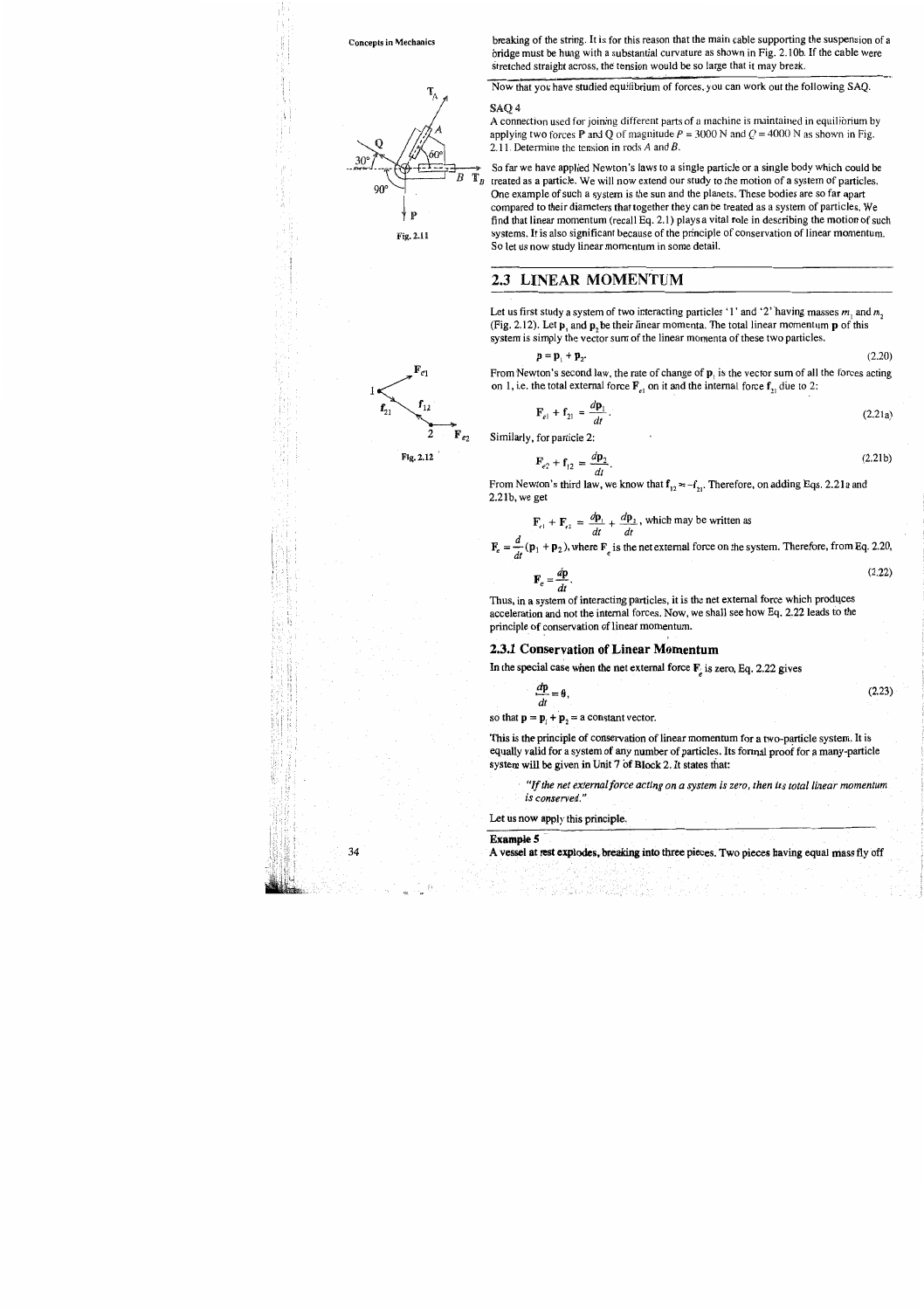breaking of the string. It is for this reason that the main cable supporting the suspension of a bridge must be hung with a substantial curvature as shown in Fig. 2.10b. If the cable were stretched straight across, the tension would be so large that it may break.

Now that you have studied equilibrium of forces, you can work out the following SAQ.

**SAQ 4**

A connection used for joining different parts of a machine is maintained in equilibrium by applying two forces **P** and **Q** of magnitude $P = 3000$ N and $Q = 4000$ N as shown in Fig. 2.11. Determine the tension in rods $A$ and $B$.

Fig. 2.11

So far we have applied Newton's laws to a single particle or a single body which could be treated as a particle. We will now extend our study to the motion of a system of particles. One example of such a system is the sun and the planets. These bodies are so far apart compared to their diameters that together they can be treated as a system of particles. We find that linear momentum (recall Eq. 2.1) plays a vital role in describing the motion of such systems. It is also significant because of the principle of conservation of linear momentum. So let us now study linear momentum in some detail.

## 2.3 LINEAR MOMENTUM

Let us first study a system of two interacting particles '1' and '2' having masses $m_1$ and $m_2$ (Fig. 2.12). Let $\mathbf{p}_1$ and $\mathbf{p}_2$ be their linear momenta. The total linear momentum **p** of this system is simply the vector sum of the linear momenta of these two particles.

$$\mathbf{p} = \mathbf{p}_1 + \mathbf{p}_2. \tag{2.20}$$

From Newton's second law, the rate of change of $\mathbf{p}_1$ is the vector sum of all the forces acting on 1, i.e. the total external force $\mathbf{F}_{e1}$ on it and the internal force $\mathbf{f}_{21}$ due to 2:

$$\mathbf{F}_{e1} + \mathbf{f}_{21} = \frac{d\mathbf{p}_1}{dt}. \tag{2.21a}$$

Fig. 2.12

Similarly, for particle 2:

$$\mathbf{F}_{e2} + \mathbf{f}_{12} = \frac{d\mathbf{p}_2}{dt}. \tag{2.21b}$$

From Newton's third law, we know that $\mathbf{f}_{12} = -\mathbf{f}_{21}$. Therefore, on adding Eqs. 2.21a and 2.21b, we get

$$\mathbf{F}_{e1} + \mathbf{F}_{e2} = \frac{d\mathbf{p}_1}{dt} + \frac{d\mathbf{p}_2}{dt}, \text{ which may be written as}$$

$\mathbf{F}_e = \dfrac{d}{dt}(\mathbf{p}_1 + \mathbf{p}_2)$, where $\mathbf{F}_e$ is the net external force on the system. Therefore, from Eq. 2.20,

$$\mathbf{F}_e = \frac{d\mathbf{p}}{dt}. \tag{2.22}$$

Thus, in a system of interacting particles, it is the net external force which produces acceleration and not the internal forces. Now, we shall see how Eq. 2.22 leads to the principle of conservation of linear momentum.

### 2.3.1 Conservation of Linear Momentum

In the special case when the net external force $\mathbf{F}_e$ is zero, Eq. 2.22 gives

$$\frac{d\mathbf{p}}{dt} = \mathbf{0}, \tag{2.23}$$

so that $\mathbf{p} = \mathbf{p}_1 + \mathbf{p}_2 =$ a constant vector.

This is the principle of conservation of linear momentum for a two-particle system. It is equally valid for a system of any number of particles. Its formal proof for a many-particle system will be given in Unit 7 of Block 2. It states that:

> *"If the net external force acting on a system is zero, then its total linear momentum is conserved."*

Let us now apply this principle.

**Example 5**

**A vessel at rest explodes, breaking into three pieces. Two pieces having equal mass fly off**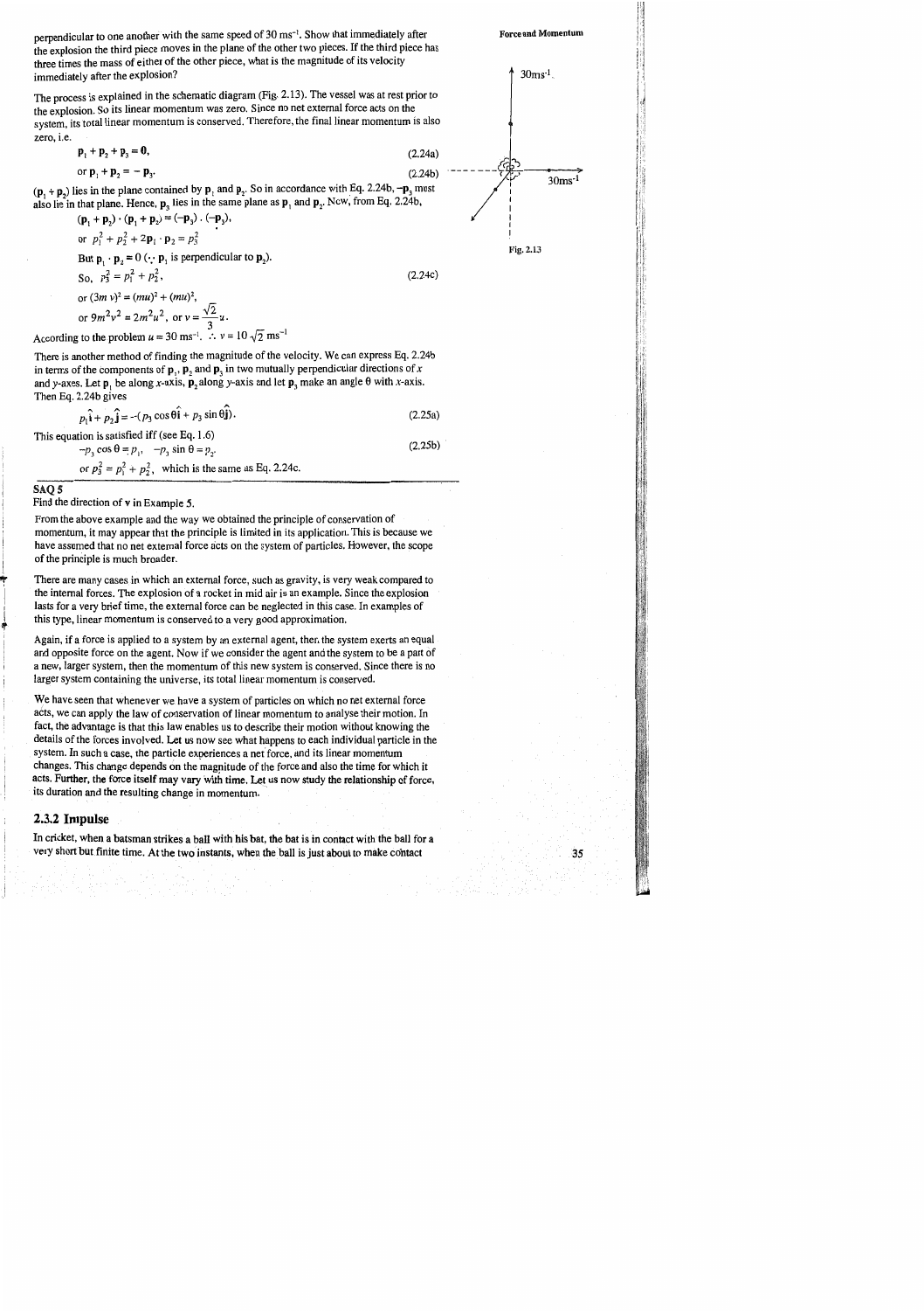perpendicular to one another with the same speed of 30 ms$^{-1}$. Show that immediately after the explosion the third piece moves in the plane of the other two pieces. If the third piece has three times the mass of either of the other piece, what is the magnitude of its velocity immediately after the explosion?

The process is explained in the schematic diagram (Fig. 2.13). The vessel was at rest prior to the explosion. So its linear momentum was zero. Since no net external force acts on the system, its total linear momentum is conserved. Therefore, the final linear momentum is also zero, i.e.

$$\mathbf{p}_1 + \mathbf{p}_2 + \mathbf{p}_3 = \mathbf{0}, \qquad (2.24a)$$

$$\text{or } \mathbf{p}_1 + \mathbf{p}_2 = -\mathbf{p}_3. \qquad (2.24b)$$

$(\mathbf{p}_1 + \mathbf{p}_2)$ lies in the plane contained by $\mathbf{p}_1$ and $\mathbf{p}_2$. So in accordance with Eq. 2.24b, $-\mathbf{p}_3$ must also lie in that plane. Hence, $\mathbf{p}_3$ lies in the same plane as $\mathbf{p}_1$ and $\mathbf{p}_2$. Now, from Eq. 2.24b,

$$(\mathbf{p}_1 + \mathbf{p}_2) \cdot (\mathbf{p}_1 + \mathbf{p}_2) = (-\mathbf{p}_3) \cdot (-\mathbf{p}_3),$$

$$\text{or } p_1^2 + p_2^2 + 2\mathbf{p}_1 \cdot \mathbf{p}_2 = p_3^2$$

But $\mathbf{p}_1 \cdot \mathbf{p}_2 = 0$ ($\because$ $\mathbf{p}_1$ is perpendicular to $\mathbf{p}_2$).

$$\text{So, } p_3^2 = p_1^2 + p_2^2, \qquad (2.24c)$$

$$\text{or } (3m\,v)^2 = (mu)^2 + (mu)^2,$$

$$\text{or } 9m^2v^2 = 2m^2u^2, \text{ or } v = \frac{\sqrt{2}}{3}u.$$

According to the problem $u = 30$ ms$^{-1}$. $\therefore$ $v = 10\sqrt{2}$ ms$^{-1}$

There is another method of finding the magnitude of the velocity. We can express Eq. 2.24b in terms of the components of $\mathbf{p}_1$, $\mathbf{p}_2$ and $\mathbf{p}_3$ in two mutually perpendicular directions of $x$ and $y$-axes. Let $\mathbf{p}_1$ be along $x$-axis, $\mathbf{p}_2$ along $y$-axis and let $\mathbf{p}_3$ make an angle $\theta$ with $x$-axis. Then Eq. 2.24b gives

$$p_1\hat{\mathbf{i}} + p_2\hat{\mathbf{j}} = -(p_3 \cos\theta\,\hat{\mathbf{i}} + p_3 \sin\theta\,\hat{\mathbf{j}}). \qquad (2.25a)$$

This equation is satisfied iff (see Eq. 1.6)

$$-p_3 \cos\theta = p_1, \quad -p_3 \sin\theta = p_2. \qquad (2.25b)$$

or $p_3^2 = p_1^2 + p_2^2$, which is the same as Eq. 2.24c.

30ms$^{-1}$

30ms$^{-1}$

Fig. 2.13

**SAQ 5**

Find the direction of **v** in Example 5.

From the above example and the way we obtained the principle of conservation of momentum, it may appear that the principle is limited in its application. This is because we have assumed that no net external force acts on the system of particles. However, the scope of the principle is much broader.

There are many cases in which an external force, such as gravity, is very weak compared to the internal forces. The explosion of a rocket in mid air is an example. Since the explosion lasts for a very brief time, the external force can be neglected in this case. In examples of this type, linear momentum is conserved to a very good approximation.

Again, if a force is applied to a system by an external agent, then the system exerts an equal and opposite force on the agent. Now if we consider the agent and the system to be a part of a new, larger system, then the momentum of this new system is conserved. Since there is no larger system containing the universe, its total linear momentum is conserved.

We have seen that whenever we have a system of particles on which no net external force acts, we can apply the law of conservation of linear momentum to analyse their motion. In fact, the advantage is that this law enables us to describe their motion without knowing the details of the forces involved. Let us now see what happens to each individual particle in the system. In such a case, the particle experiences a net force, and its linear momentum changes. This change depends on the magnitude of the force and also the time for which it acts. Further, the force itself may vary with time. Let us now study the relationship of force, its duration and the resulting change in momentum.

## 2.3.2 Impulse

In cricket, when a batsman strikes a ball with his bat, the bat is in contact with the ball for a very short but finite time. At the two instants, when the ball is just about to make contact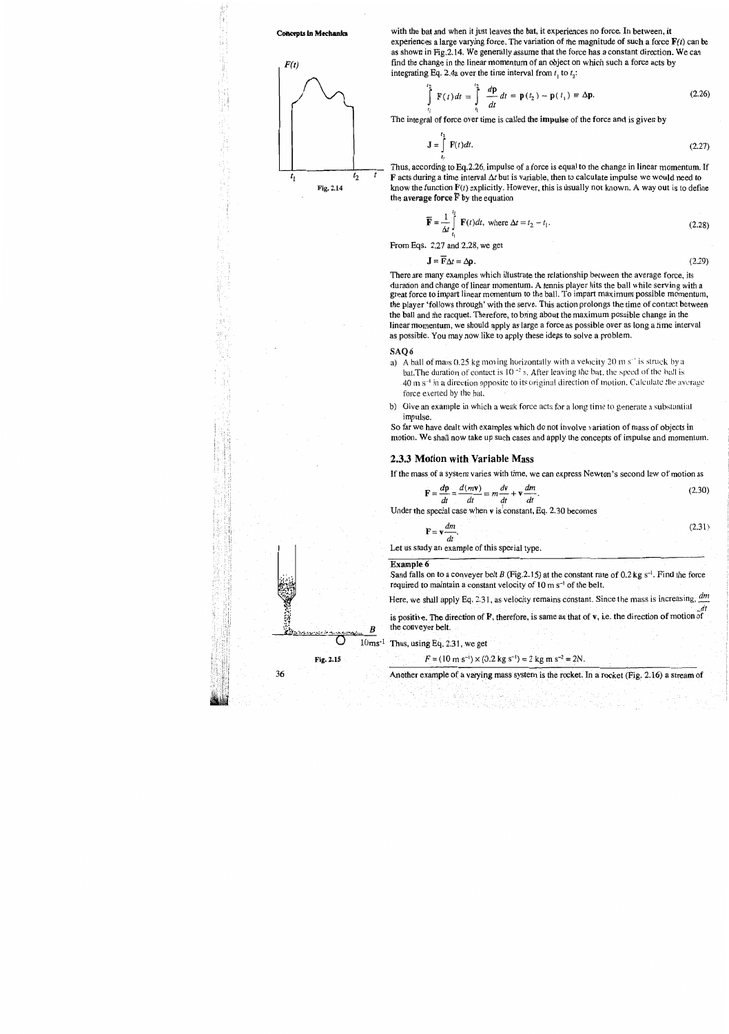with the bat and when it just leaves the bat, it experiences no force. In between, it experiences a large varying force. The variation of the magnitude of such a force $\mathbf{F}(t)$ can be as shown in Fig.2.14. We generally assume that the force has a constant direction. We can find the change in the linear momentum of an object on which such a force acts by integrating Eq. 2.4a over the time interval from $t_1$ to $t_2$:

$$\int_{t_1}^{t_2} \mathbf{F}(t)\,dt = \int_{t_1}^{t_2} \frac{d\mathbf{p}}{dt}\,dt = \mathbf{p}(t_2) - \mathbf{p}(t_1) \equiv \Delta\mathbf{p}. \tag{2.26}$$

Fig. 2.14

The integral of force over time is called the **impulse** of the force and is given by

$$\mathbf{J} = \int_{t_1}^{t_2} \mathbf{F}(t)\,dt. \tag{2.27}$$

Thus, according to Eq.2.26, impulse of a force is equal to the change in linear momentum. If $\mathbf{F}$ acts during a time interval $\Delta t$ but is variable, then to calculate impulse we would need to know the function $\mathbf{F}(t)$ explicitly. However, this is usually not known. A way out is to define the **average force** $\overline{\mathbf{F}}$ by the equation

$$\overline{\mathbf{F}} = \frac{1}{\Delta t}\int_{t_1}^{t_2} \mathbf{F}(t)\,dt, \text{ where } \Delta t = t_2 - t_1. \tag{2.28}$$

From Eqs. 2.27 and 2.28, we get

$$\mathbf{J} = \overline{\mathbf{F}}\Delta t = \Delta\mathbf{p}. \tag{2.29}$$

There are many examples which illustrate the relationship between the average force, its duration and change of linear momentum. A tennis player hits the ball while serving with a great force to impart linear momentum to the ball. To impart maximum possible momentum, the player 'follows through' with the serve. This action prolongs the time of contact between the ball and the racquet. Therefore, to bring about the maximum possible change in the linear momentum, we should apply as large a force as possible over as long a time interval as possible. You may now like to apply these ideas to solve a problem.

**SAQ 6**

a) A ball of mass 0.25 kg moving horizontally with a velocity 20 m $s^{-1}$ is struck by a bat. The duration of contact is $10^{-2}$ s. After leaving the bat, the speed of the ball is 40 m $s^{-1}$ in a direction opposite to its original direction of motion. Calculate the average force exerted by the bat.

b) Give an example in which a weak force acts for a long time to generate a substantial impulse.

So far we have dealt with examples which do not involve variation of mass of objects in motion. We shall now take up such cases and apply the concepts of impulse and momentum.

### 2.3.3 Motion with Variable Mass

If the mass of a system varies with time, we can express Newton's second law of motion as

$$\mathbf{F} = \frac{d\mathbf{p}}{dt} = \frac{d(m\mathbf{v})}{dt} = m\frac{d\mathbf{v}}{dt} + \mathbf{v}\frac{dm}{dt}. \tag{2.30}$$

Under the special case when $\mathbf{v}$ is constant, Eq. 2.30 becomes

$$\mathbf{F} = \mathbf{v}\frac{dm}{dt}. \tag{2.31}$$

Let us study an example of this special type.

**Example 6**

Sand falls on to a conveyer belt $B$ (Fig.2.15) at the constant rate of 0.2 kg $s^{-1}$. Find the force required to maintain a constant velocity of 10 m $s^{-1}$ of the belt.

Here, we shall apply Eq. 2.31, as velocity remains constant. Since the mass is increasing, $\frac{dm}{dt}$ is positive. The direction of $\mathbf{F}$, therefore, is same as that of $\mathbf{v}$, i.e. the direction of motion of the conveyer belt.

Thus, using Eq. 2.31, we get

$$F = (10 \text{ m s}^{-1}) \times (0.2 \text{ kg s}^{-1}) = 2 \text{ kg m s}^{-2} = 2\text{N}.$$

Fig. 2.15

Another example of a varying mass system is the rocket. In a rocket (Fig. 2.16) a stream of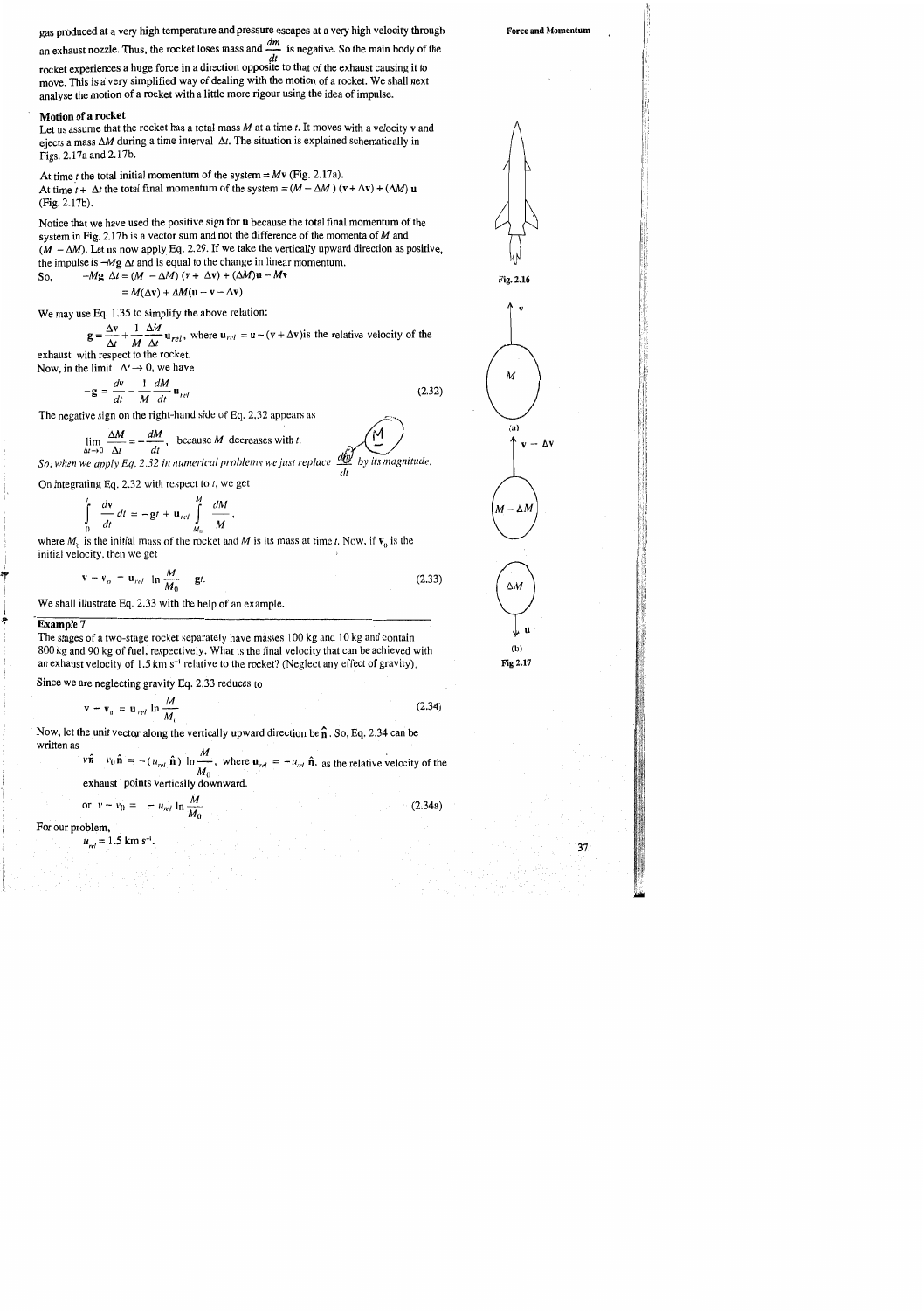gas produced at a very high temperature and pressure escapes at a very high velocity through an exhaust nozzle. Thus, the rocket loses mass and $\frac{dm}{dt}$ is negative. So the main body of the rocket experiences a huge force in a direction opposite to that of the exhaust causing it to move. This is a very simplified way of dealing with the motion of a rocket. We shall next analyse the motion of a rocket with a little more rigour using the idea of impulse.

Fig. 2.16

### Motion of a rocket

Let us assume that the rocket has a total mass $M$ at a time $t$. It moves with a velocity $\mathbf{v}$ and ejects a mass $\Delta M$ during a time interval $\Delta t$. The situation is explained schematically in Figs. 2.17a and 2.17b.

At time $t$ the total initial momentum of the system $= M\mathbf{v}$ (Fig. 2.17a).

At time $t + \Delta t$ the total final momentum of the system $= (M - \Delta M)(\mathbf{v} + \Delta \mathbf{v}) + (\Delta M)\mathbf{u}$ (Fig. 2.17b).

Notice that we have used the positive sign for $\mathbf{u}$ because the total final momentum of the system in Fig. 2.17b is a vector sum and not the difference of the momenta of $M$ and $(M - \Delta M)$. Let us now apply Eq. 2.29. If we take the vertically upward direction as positive, the impulse is $-M\mathbf{g}\,\Delta t$ and is equal to the change in linear momentum.

So,
$$-M\mathbf{g}\,\Delta t = (M - \Delta M)(\mathbf{v} + \Delta \mathbf{v}) + (\Delta M)\mathbf{u} - M\mathbf{v}$$
$$= M(\Delta \mathbf{v}) + \Delta M(\mathbf{u} - \mathbf{v} - \Delta \mathbf{v})$$

We may use Eq. 1.35 to simplify the above relation:

$$-\mathbf{g} = \frac{\Delta \mathbf{v}}{\Delta t} + \frac{1}{M}\frac{\Delta M}{\Delta t}\mathbf{u}_{rel},$$ where $\mathbf{u}_{rel} = \mathbf{u} - (\mathbf{v} + \Delta \mathbf{v})$ is the relative velocity of the exhaust with respect to the rocket.

Now, in the limit $\Delta t \to 0$, we have

$$-\mathbf{g} = \frac{d\mathbf{v}}{dt} - \frac{1}{M}\frac{dM}{dt}\mathbf{u}_{rel} \tag{2.32}$$

The negative sign on the right-hand side of Eq. 2.32 appears as

$$\lim_{\Delta t \to 0}\frac{\Delta M}{\Delta t} = -\frac{dM}{dt},$$ because $M$ decreases with $t$.

*So, when we apply Eq. 2.32 in numerical problems we just replace $\frac{dM}{dt}$ by its magnitude.*

On integrating Eq. 2.32 with respect to $t$, we get

$$\int_0^t \frac{d\mathbf{v}}{dt}\,dt = -\mathbf{g}t + \mathbf{u}_{rel}\int_{M_0}^{M}\frac{dM}{M},$$

where $M_0$ is the initial mass of the rocket and $M$ is its mass at time $t$. Now, if $\mathbf{v}_0$ is the initial velocity, then we get

$$\mathbf{v} - \mathbf{v}_0 = \mathbf{u}_{rel}\ln\frac{M}{M_0} - \mathbf{g}t. \tag{2.33}$$

We shall illustrate Eq. 2.33 with the help of an example.

Fig 2.17: (a) $M$, $\mathbf{v}$; (b) $M - \Delta M$, $\mathbf{v} + \Delta \mathbf{v}$; $\Delta M$, $\mathbf{u}$

#### Example 7

The stages of a two-stage rocket separately have masses 100 kg and 10 kg and contain 800 kg and 90 kg of fuel, respectively. What is the final velocity that can be achieved with an exhaust velocity of 1.5 km s$^{-1}$ relative to the rocket? (Neglect any effect of gravity).

Since we are neglecting gravity Eq. 2.33 reduces to

$$\mathbf{v} - \mathbf{v}_0 = \mathbf{u}_{rel}\ln\frac{M}{M_0} \tag{2.34}$$

Now, let the unit vector along the vertically upward direction be $\hat{\mathbf{n}}$. So, Eq. 2.34 can be written as

$$v\hat{\mathbf{n}} - v_0\hat{\mathbf{n}} = -(u_{rel}\,\hat{\mathbf{n}})\ln\frac{M}{M_0},$$ where $\mathbf{u}_{rel} = -u_{rel}\,\hat{\mathbf{n}}$, as the relative velocity of the exhaust points vertically downward.

$$\text{or } v - v_0 = -u_{rel}\ln\frac{M}{M_0} \tag{2.34a}$$

For our problem,

$u_{rel} = 1.5$ km s$^{-1}$.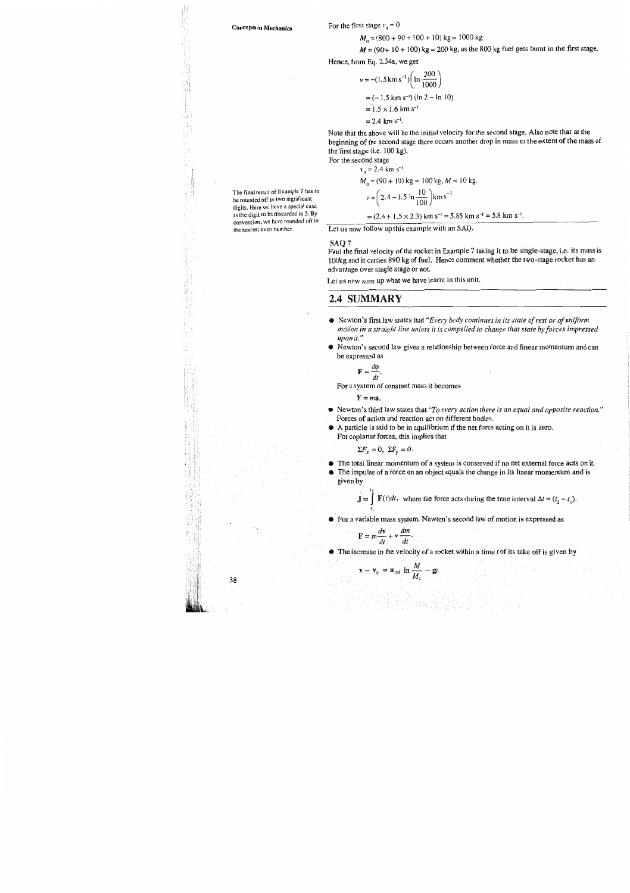For the first stage $v_0 = 0$

$$M_0 = (800 + 90 + 100 + 10)\ \text{kg} = 1000\ \text{kg}$$

$M = (90 + 10 + 100)\ \text{kg} = 200\ \text{kg}$, as the 800 kg fuel gets burnt in the first stage.

Hence, from Eq. 2.34a, we get

$$v = -(1.5\ \text{km s}^{-1})\left(\ln\frac{200}{1000}\right)$$

$$= (-1.5\ \text{km s}^{-1})(\ln 2 - \ln 10)$$

$$= 1.5 \times 1.6\ \text{km s}^{-1}$$

$$= 2.4\ \text{km s}^{-1}.$$

Note that the above will be the initial velocity for the second stage. Also note that at the beginning of the second stage there occurs another drop in mass to the extent of the mass of the first stage (i.e. 100 kg).

For the second stage

$$v_0 = 2.4\ \text{km s}^{-1}$$

$$M_0 = (90 + 10)\ \text{kg} = 100\ \text{kg},\ M = 10\ \text{kg}.$$

$$v = \left(2.4 - 1.5\ \ln\frac{10}{100}\right)\text{km s}^{-1}$$

$$= (2.4 + 1.5 \times 2.3)\ \text{km s}^{-1} = 5.85\ \text{km s}^{-1} = 5.8\ \text{km s}^{-1}.$$

The final result of Example 7 has to be rounded off to two significant digits. Here we have a special case as the digit to be discarded is 5. By convention, we have rounded off to the nearest even number.

Let us now follow up this example with an SAQ.

**SAQ 7**

Find the final velocity of the rocket in Example 7 taking it to be single-stage, i.e. its mass is 100kg and it carries 890 kg of fuel. Hence comment whether the two-stage rocket has an advantage over single stage or not.

Let us now sum up what we have learnt in this unit.

## 2.4 SUMMARY

- Newton's first law states that "*Every body continues in its state of rest or of uniform motion in a straight line unless it is compelled to change that state by forces impressed upon it.*"
- Newton's second law gives a relationship between force and linear momentum and can be expressed as

  $$\mathbf{F} = \frac{d\mathbf{p}}{dt}.$$

  For a system of constant mass it becomes

  $$\mathbf{F} = m\mathbf{a}.$$

- Newton's third law states that "*To every action there is an equal and opposite reaction.*" Forces of action and reaction act on different bodies.
- A particle is said to be in equilibrium if the net force acting on it is zero. For coplanar forces, this implies that

  $$\Sigma F_x = 0,\ \Sigma F_y = 0.$$

- The total linear momentum of a system is conserved if no net external force acts on it.
- The impulse of a force on an object equals the change in its linear momentum and is given by

  $$\mathbf{J} = \int_{t_1}^{t_2} \mathbf{F}(t)dt,\ \text{ where the force acts during the time interval } \Delta t = (t_2 - t_1).$$

- For a variable mass system, Newton's second law of motion is expressed as

  $$\mathbf{F} = m\frac{d\mathbf{v}}{dt} + \mathbf{v}\frac{dm}{dt}.$$

- The increase in the velocity of a rocket within a time $t$ of its take off is given by

  $$\mathbf{v} - \mathbf{v}_0 = \mathbf{u}_{rel}\ \ln\frac{M}{M_0} - \mathbf{g}t.$$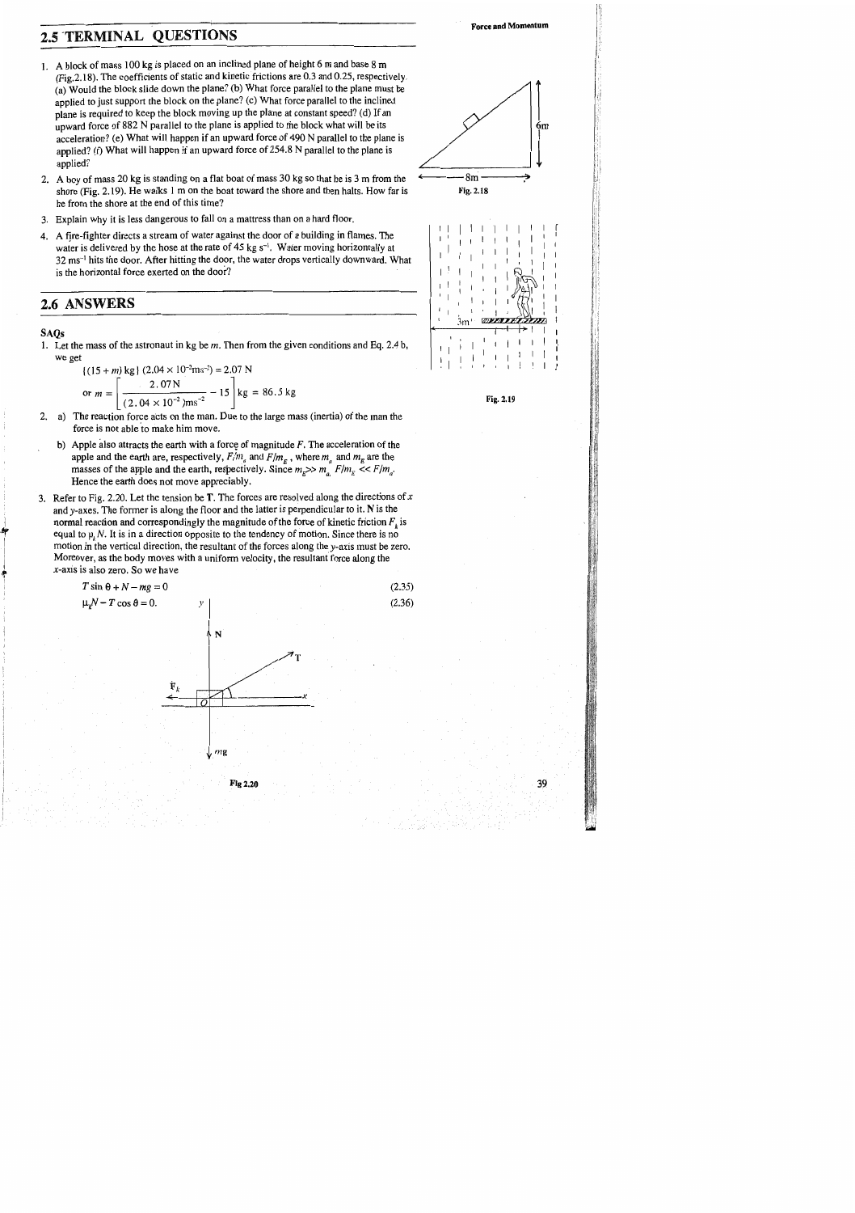## 2.5 TERMINAL QUESTIONS

1. A block of mass 100 kg is placed on an inclined plane of height 6 m and base 8 m (Fig.2.18). The coefficients of static and kinetic frictions are 0.3 and 0.25, respectively. (a) Would the block slide down the plane? (b) What force parallel to the plane must be applied to just support the block on the plane? (c) What force parallel to the inclined plane is required to keep the block moving up the plane at constant speed? (d) If an upward force of 882 N parallel to the plane is applied to the block what will be its acceleration? (e) What will happen if an upward force of 490 N parallel to the plane is applied? (f) What will happen if an upward force of 254.8 N parallel to the plane is applied?

Fig. 2.18

2. A boy of mass 20 kg is standing on a flat boat of mass 30 kg so that he is 3 m from the shore (Fig. 2.19). He walks 1 m on the boat toward the shore and then halts. How far is he from the shore at the end of this time?

3. Explain why it is less dangerous to fall on a mattress than on a hard floor.

4. A fire-fighter directs a stream of water against the door of a building in flames. The water is delivered by the hose at the rate of 45 kg s$^{-1}$. Water moving horizontally at 32 ms$^{-1}$ hits the door. After hitting the door, the water drops vertically downward. What is the horizontal force exerted on the door?

Fig. 2.19

## 2.6 ANSWERS

### SAQs

1. Let the mass of the astronaut in kg be $m$. Then from the given conditions and Eq. 2.4 b, we get

$$\{(15 + m)\,\text{kg}\}\,(2.04 \times 10^{-2}\text{ms}^{-2}) = 2.07\text{ N}$$

$$\text{or } m = \left[\frac{2.07\text{N}}{(2.04 \times 10^{-2})\text{ms}^{-2}} - 15\right]\text{kg} = 86.5\text{ kg}$$

2. a) The reaction force acts on the man. Due to the large mass (inertia) of the man the force is not able to make him move.

   b) Apple also attracts the earth with a force of magnitude $F$. The acceleration of the apple and the earth are, respectively, $F/m_a$ and $F/m_E$, where $m_a$ and $m_E$ are the masses of the apple and the earth, respectively. Since $m_E >> m_a$, $F/m_E << F/m_a$. Hence the earth does not move appreciably.

3. Refer to Fig. 2.20. Let the tension be **T**. The forces are resolved along the directions of $x$ and $y$-axes. The former is along the floor and the latter is perpendicular to it. **N** is the normal reaction and correspondingly the magnitude of the force of kinetic friction $F_k$ is equal to $\mu_k N$. It is in a direction opposite to the tendency of motion. Since there is no motion in the vertical direction, the resultant of the forces along the $y$-axis must be zero. Moreover, as the body moves with a uniform velocity, the resultant force along the $x$-axis is also zero. So we have

$$T \sin\theta + N - mg = 0 \qquad (2.35)$$

$$\mu_k N - T\cos\theta = 0. \qquad (2.36)$$

Fig 2.20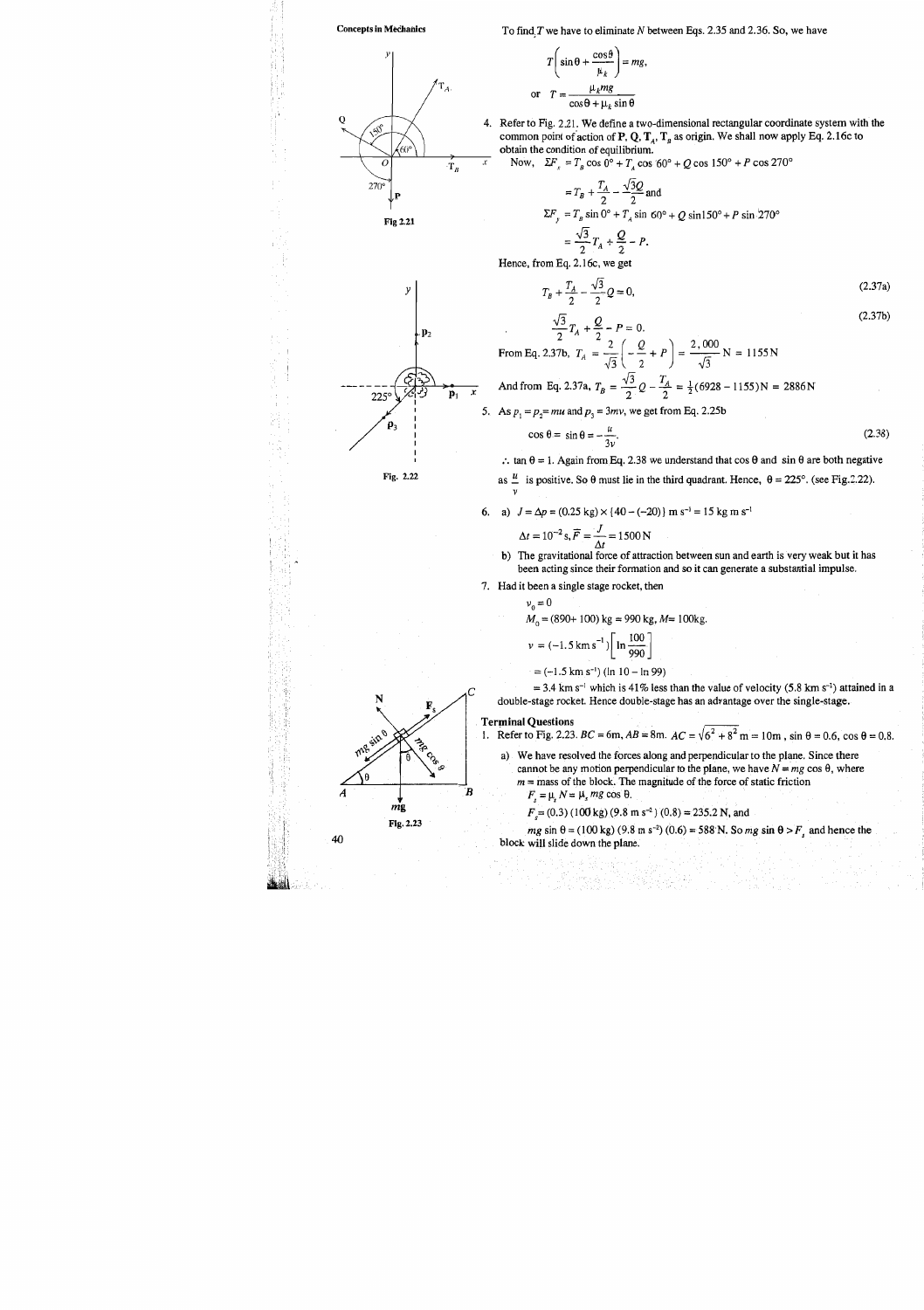To find $T$ we have to eliminate $N$ between Eqs. 2.35 and 2.36. So, we have

$$T\left(\sin\theta + \frac{\cos\theta}{\mu_k}\right) = mg,$$

$$\text{or} \quad T = \frac{\mu_k mg}{\cos\theta + \mu_k \sin\theta}$$

4. Refer to Fig. 2.21. We define a two-dimensional rectangular coordinate system with the common point of action of **P**, **Q**, $\mathbf{T}_A$, $\mathbf{T}_B$ as origin. We shall now apply Eq. 2.16c to obtain the condition of equilibrium.

   Now, $\Sigma F_x = T_B \cos 0° + T_A \cos 60° + Q \cos 150° + P \cos 270°$

   $$= T_B + \frac{T_A}{2} - \frac{\sqrt{3}Q}{2} \text{ and}$$

   $$\Sigma F_y = T_B \sin 0° + T_A \sin 60° + Q \sin 150° + P \sin 270°$$

   $$= \frac{\sqrt{3}}{2}T_A + \frac{Q}{2} - P.$$

   Hence, from Eq. 2.16c, we get

   $$T_B + \frac{T_A}{2} - \frac{\sqrt{3}}{2}Q = 0, \tag{2.37a}$$

   $$\frac{\sqrt{3}}{2}T_A + \frac{Q}{2} - P = 0. \tag{2.37b}$$

   From Eq. 2.37b, $T_A = \frac{2}{\sqrt{3}}\left(-\frac{Q}{2} + P\right) = \frac{2,000}{\sqrt{3}}\text{ N} = 1155\text{ N}$

   And from Eq. 2.37a, $T_B = \frac{\sqrt{3}}{2}Q - \frac{T_A}{2} = \frac{1}{2}(6928 - 1155)\text{N} = 2886\text{N}$

Fig 2.21

5. As $p_1 = p_2 = mu$ and $p_3 = 3mv$, we get from Eq. 2.25b

   $$\cos\theta = \sin\theta = -\frac{u}{3v}. \tag{2.38}$$

   $\therefore$ $\tan\theta = 1$. Again from Eq. 2.38 we understand that $\cos\theta$ and $\sin\theta$ are both negative as $\frac{u}{v}$ is positive. So $\theta$ must lie in the third quadrant. Hence, $\theta = 225°$. (see Fig.2.22).

Fig. 2.22

6. a) $J = \Delta p = (0.25\text{ kg}) \times \{40 - (-20)\}\text{ m s}^{-1} = 15\text{ kg m s}^{-1}$

   $$\Delta t = 10^{-2}\text{ s}, \bar{F} = \frac{J}{\Delta t} = 1500\text{ N}$$

   b) The gravitational force of attraction between sun and earth is very weak but it has been acting since their formation and so it can generate a substantial impulse.

7. Had it been a single stage rocket, then

   $v_0 = 0$

   $M_0 = (890 + 100)\text{ kg} = 990\text{ kg}$, $M = 100\text{kg}$.

   $$v = (-1.5\text{ km s}^{-1})\left[\ln\frac{100}{990}\right]$$

   $$= (-1.5\text{ km s}^{-1})(\ln 10 - \ln 99)$$

   $= 3.4\text{ km s}^{-1}$ which is 41% less than the value of velocity ($5.8\text{ km s}^{-1}$) attained in a double-stage rocket. Hence double-stage has an advantage over the single-stage.

## Terminal Questions

1. Refer to Fig. 2.23. $BC = 6\text{m}$, $AB = 8\text{m}$. $AC = \sqrt{6^2 + 8^2}\text{ m} = 10\text{m}$, $\sin\theta = 0.6$, $\cos\theta = 0.8$.

   a) We have resolved the forces along and perpendicular to the plane. Since there cannot be any motion perpendicular to the plane, we have $N = mg\cos\theta$, where $m$ = mass of the block. The magnitude of the force of static friction

   $F_s = \mu_s N = \mu_s mg\cos\theta$.

   $F_s = (0.3)(100\text{ kg})(9.8\text{ m s}^{-2})(0.8) = 235.2\text{ N}$, and

   $mg\sin\theta = (100\text{ kg})(9.8\text{ m s}^{-2})(0.6) = 588\text{ N}$. So $mg\sin\theta > F_s$ and hence the block will slide down the plane.

Fig. 2.23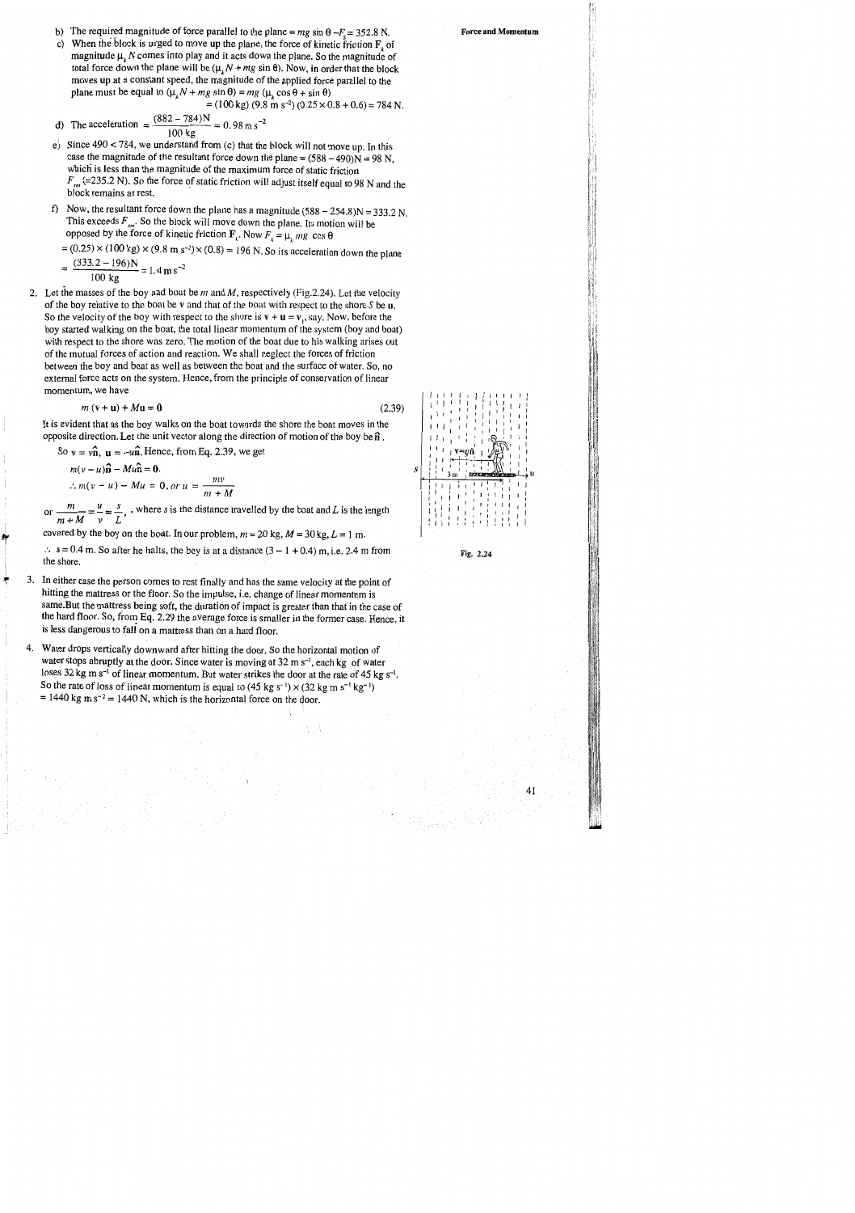b) The required magnitude of force parallel to the plane = $mg \sin\theta - F_s = 352.8$ N.

c) When the block is urged to move up the plane, the force of kinetic friction $\mathbf{F}_k$ of magnitude $\mu_k N$ comes into play and it acts down the plane. So the magnitude of total force down the plane will be $(\mu_k N + mg \sin\theta)$. Now, in order that the block moves up at a constant speed, the magnitude of the applied force parallel to the plane must be equal to $(\mu_k N + mg \sin\theta) = mg\,(\mu_k \cos\theta + \sin\theta)$

$= (100 \text{ kg})\,(9.8 \text{ m s}^{-2})\,(0.25 \times 0.8 + 0.6) = 784$ N.

d) The acceleration $= \dfrac{(882 - 784)\text{N}}{100 \text{ kg}} = 0.98 \text{ m s}^{-2}$

e) Since 490 < 784, we understand from (c) that the block will not move up. In this case the magnitude of the resultant force down the plane = (588 – 490)N = 98 N, which is less than the magnitude of the maximum force of static friction $F_m$ (=235.2 N). So the force of static friction will adjust itself equal to 98 N and the block remains at rest.

f) Now, the resultant force down the plane has a magnitude (588 – 254.8)N = 333.2 N. This exceeds $F_m$. So the block will move down the plane. Its motion will be opposed by the force of kinetic friction $\mathbf{F}_k$. Now $F_k = \mu_k mg \cos\theta$

$= (0.25) \times (100 \text{ kg}) \times (9.8 \text{ m s}^{-2}) \times (0.8) = 196$ N. So its acceleration down the plane

$= \dfrac{(333.2 - 196)\text{N}}{100 \text{ kg}} = 1.4 \text{ m s}^{-2}$

2. Let the masses of the boy and boat be $m$ and $M$, respectively (Fig.2.24). Let the velocity of the boy relative to the boat be $\mathbf{v}$ and that of the boat with respect to the shore $S$ be $\mathbf{u}$. So the velocity of the boy with respect to the shore is $\mathbf{v} + \mathbf{u} = \mathbf{v}_1$, say. Now, before the boy started walking on the boat, the total linear momentum of the system (boy and boat) with respect to the shore was zero. The motion of the boat due to his walking arises out of the mutual forces of action and reaction. We shall neglect the forces of friction between the boy and boat as well as between the boat and the surface of water. So, no external force acts on the system. Hence, from the principle of conservation of linear momentum, we have

$$m\,(\mathbf{v} + \mathbf{u}) + M\mathbf{u} = \mathbf{0} \qquad (2.39)$$

It is evident that as the boy walks on the boat towards the shore the boat moves in the opposite direction. Let the unit vector along the direction of motion of the boy be $\hat{\mathbf{n}}$.

So $\mathbf{v} = v\hat{\mathbf{n}}$, $\mathbf{u} = -u\hat{\mathbf{n}}$. Hence, from Eq. 2.39, we get

$$m(v - u)\hat{\mathbf{n}} - Mu\hat{\mathbf{n}} = \mathbf{0}.$$

$$\therefore m(v - u) - Mu = 0, \text{ or } u = \frac{mv}{m + M}$$

or $\dfrac{m}{m + M} = \dfrac{u}{v} = \dfrac{s}{L}$, where $s$ is the distance travelled by the boat and $L$ is the length covered by the boy on the boat. In our problem, $m = 20$ kg, $M = 30$ kg, $L = 1$ m.

$\therefore$ $s = 0.4$ m. So after he halts, the boy is at a distance (3 – 1 + 0.4) m, i.e. 2.4 m from the shore.

v=vn̂
3 m
S
u

Fig. 2.24

3. In either case the person comes to rest finally and has the same velocity at the point of hitting the mattress or the floor. So the impulse, i.e. change of linear momentum is same. But the mattress being soft, the duration of impact is greater than that in the case of the hard floor. So, from Eq. 2.29 the average force is smaller in the former case. Hence, it is less dangerous to fall on a mattress than on a hard floor.

4. Water drops vertically downward after hitting the door. So the horizontal motion of water stops abruptly at the door. Since water is moving at 32 m s$^{-1}$, each kg of water loses 32 kg m s$^{-1}$ of linear momentum. But water strikes the door at the rate of 45 kg s$^{-1}$. So the rate of loss of linear momentum is equal to (45 kg s$^{-1}$) × (32 kg m s$^{-1}$ kg$^{-1}$) = 1440 kg m s$^{-2}$ = 1440 N, which is the horizontal force on the door.